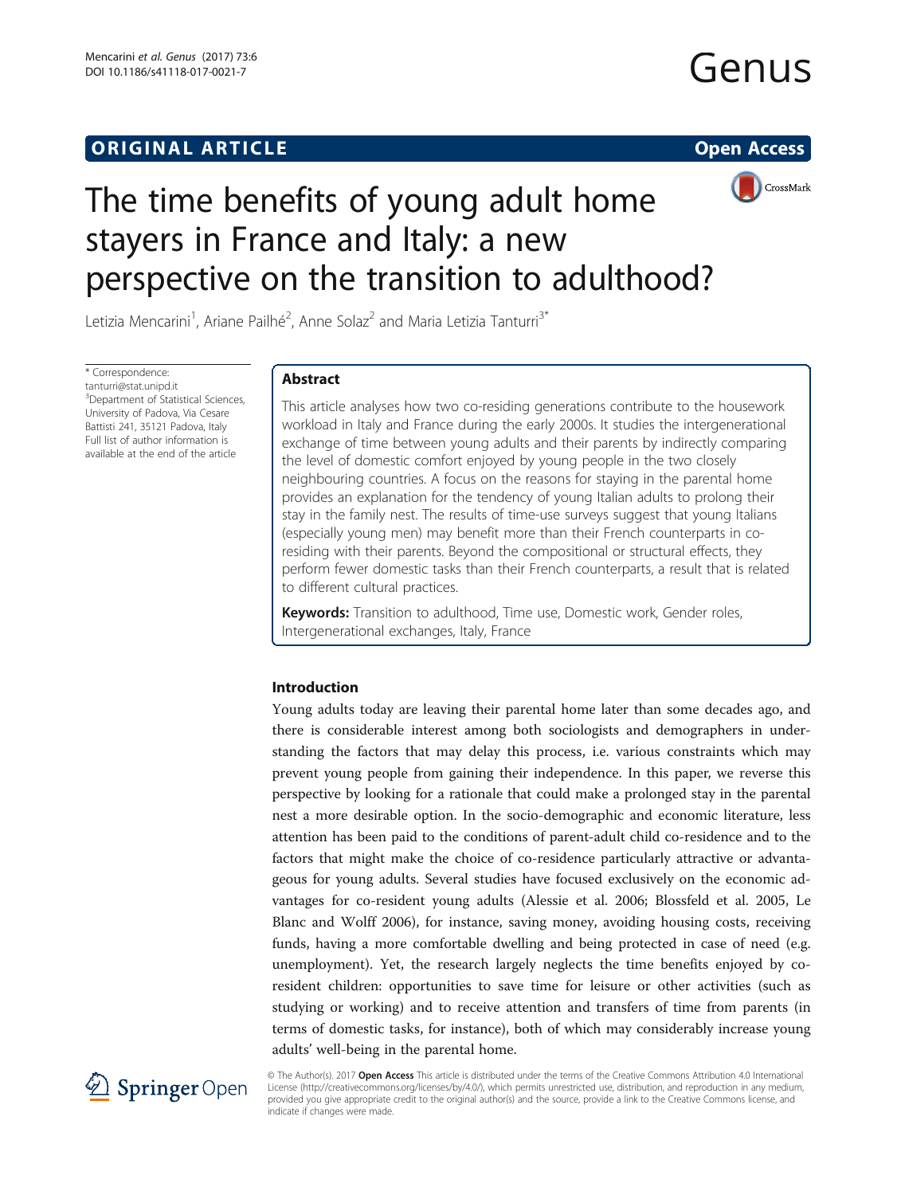# ORIGINAL ARTICLE

Open Access

# The time benefits of young adult home stayers in France and Italy: a new perspective on the transition to adulthood?

Letizia Mencarini[1], Ariane Pailhé[2], Anne Solaz[2] and Maria Letizia Tanturri[3*]

\* Correspondence: tanturri@stat.unipd.it
[3]Department of Statistical Sciences, University of Padova, Via Cesare Battisti 241, 35121 Padova, Italy
Full list of author information is available at the end of the article

## Abstract

This article analyses how two co-residing generations contribute to the housework workload in Italy and France during the early 2000s. It studies the intergenerational exchange of time between young adults and their parents by indirectly comparing the level of domestic comfort enjoyed by young people in the two closely neighbouring countries. A focus on the reasons for staying in the parental home provides an explanation for the tendency of young Italian adults to prolong their stay in the family nest. The results of time-use surveys suggest that young Italians (especially young men) may benefit more than their French counterparts in co-residing with their parents. Beyond the compositional or structural effects, they perform fewer domestic tasks than their French counterparts, a result that is related to different cultural practices.

**Keywords:** Transition to adulthood, Time use, Domestic work, Gender roles, Intergenerational exchanges, Italy, France

## Introduction

Young adults today are leaving their parental home later than some decades ago, and there is considerable interest among both sociologists and demographers in understanding the factors that may delay this process, i.e. various constraints which may prevent young people from gaining their independence. In this paper, we reverse this perspective by looking for a rationale that could make a prolonged stay in the parental nest a more desirable option. In the socio-demographic and economic literature, less attention has been paid to the conditions of parent-adult child co-residence and to the factors that might make the choice of co-residence particularly attractive or advantageous for young adults. Several studies have focused exclusively on the economic advantages for co-resident young adults (Alessie et al. 2006; Blossfeld et al. 2005, Le Blanc and Wolff 2006), for instance, saving money, avoiding housing costs, receiving funds, having a more comfortable dwelling and being protected in case of need (e.g. unemployment). Yet, the research largely neglects the time benefits enjoyed by co-resident children: opportunities to save time for leisure or other activities (such as studying or working) and to receive attention and transfers of time from parents (in terms of domestic tasks, for instance), both of which may considerably increase young adults' well-being in the parental home.

© The Author(s). 2017 **Open Access** This article is distributed under the terms of the Creative Commons Attribution 4.0 International License (http://creativecommons.org/licenses/by/4.0/), which permits unrestricted use, distribution, and reproduction in any medium, provided you give appropriate credit to the original author(s) and the source, provide a link to the Creative Commons license, and indicate if changes were made.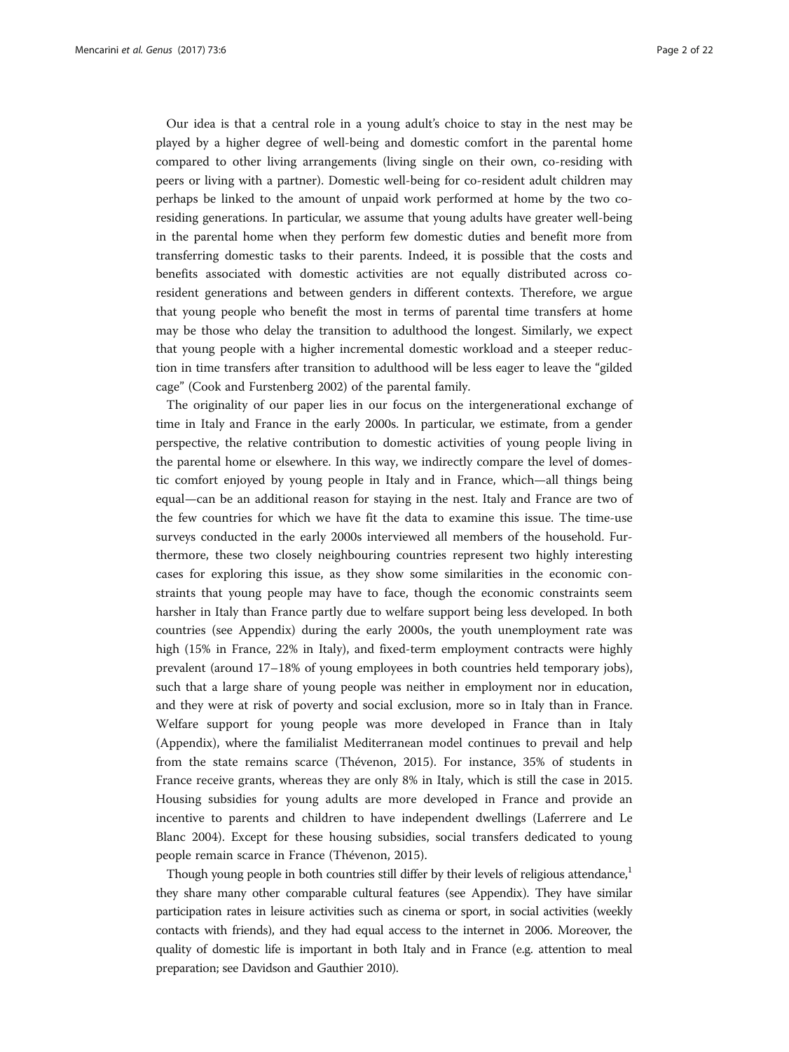Our idea is that a central role in a young adult's choice to stay in the nest may be played by a higher degree of well-being and domestic comfort in the parental home compared to other living arrangements (living single on their own, co-residing with peers or living with a partner). Domestic well-being for co-resident adult children may perhaps be linked to the amount of unpaid work performed at home by the two co-residing generations. In particular, we assume that young adults have greater well-being in the parental home when they perform few domestic duties and benefit more from transferring domestic tasks to their parents. Indeed, it is possible that the costs and benefits associated with domestic activities are not equally distributed across co-resident generations and between genders in different contexts. Therefore, we argue that young people who benefit the most in terms of parental time transfers at home may be those who delay the transition to adulthood the longest. Similarly, we expect that young people with a higher incremental domestic workload and a steeper reduction in time transfers after transition to adulthood will be less eager to leave the "gilded cage" (Cook and Furstenberg 2002) of the parental family.

The originality of our paper lies in our focus on the intergenerational exchange of time in Italy and France in the early 2000s. In particular, we estimate, from a gender perspective, the relative contribution to domestic activities of young people living in the parental home or elsewhere. In this way, we indirectly compare the level of domestic comfort enjoyed by young people in Italy and in France, which—all things being equal—can be an additional reason for staying in the nest. Italy and France are two of the few countries for which we have fit the data to examine this issue. The time-use surveys conducted in the early 2000s interviewed all members of the household. Furthermore, these two closely neighbouring countries represent two highly interesting cases for exploring this issue, as they show some similarities in the economic constraints that young people may have to face, though the economic constraints seem harsher in Italy than France partly due to welfare support being less developed. In both countries (see Appendix) during the early 2000s, the youth unemployment rate was high (15% in France, 22% in Italy), and fixed-term employment contracts were highly prevalent (around 17–18% of young employees in both countries held temporary jobs), such that a large share of young people was neither in employment nor in education, and they were at risk of poverty and social exclusion, more so in Italy than in France. Welfare support for young people was more developed in France than in Italy (Appendix), where the familialist Mediterranean model continues to prevail and help from the state remains scarce (Thévenon, 2015). For instance, 35% of students in France receive grants, whereas they are only 8% in Italy, which is still the case in 2015. Housing subsidies for young adults are more developed in France and provide an incentive to parents and children to have independent dwellings (Laferrere and Le Blanc 2004). Except for these housing subsidies, social transfers dedicated to young people remain scarce in France (Thévenon, 2015).

Though young people in both countries still differ by their levels of religious attendance,[1] they share many other comparable cultural features (see Appendix). They have similar participation rates in leisure activities such as cinema or sport, in social activities (weekly contacts with friends), and they had equal access to the internet in 2006. Moreover, the quality of domestic life is important in both Italy and in France (e.g. attention to meal preparation; see Davidson and Gauthier 2010).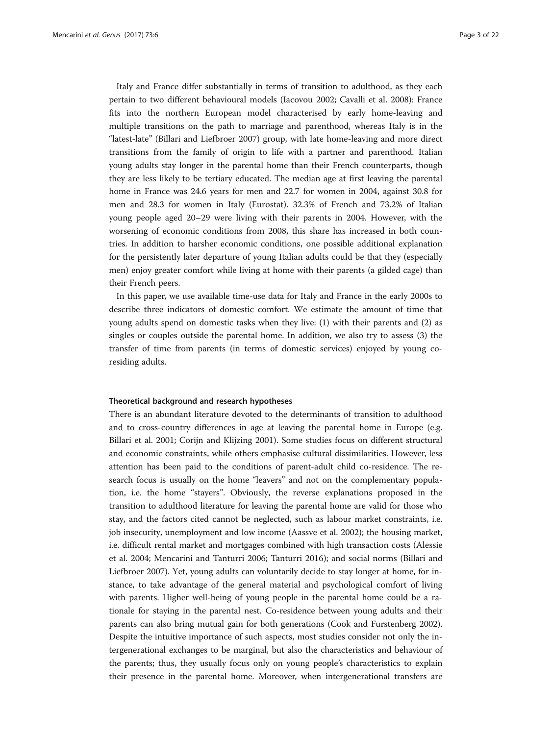Italy and France differ substantially in terms of transition to adulthood, as they each pertain to two different behavioural models (Iacovou 2002; Cavalli et al. 2008): France fits into the northern European model characterised by early home-leaving and multiple transitions on the path to marriage and parenthood, whereas Italy is in the "latest-late" (Billari and Liefbroer 2007) group, with late home-leaving and more direct transitions from the family of origin to life with a partner and parenthood. Italian young adults stay longer in the parental home than their French counterparts, though they are less likely to be tertiary educated. The median age at first leaving the parental home in France was 24.6 years for men and 22.7 for women in 2004, against 30.8 for men and 28.3 for women in Italy (Eurostat). 32.3% of French and 73.2% of Italian young people aged 20–29 were living with their parents in 2004. However, with the worsening of economic conditions from 2008, this share has increased in both countries. In addition to harsher economic conditions, one possible additional explanation for the persistently later departure of young Italian adults could be that they (especially men) enjoy greater comfort while living at home with their parents (a gilded cage) than their French peers.

In this paper, we use available time-use data for Italy and France in the early 2000s to describe three indicators of domestic comfort. We estimate the amount of time that young adults spend on domestic tasks when they live: (1) with their parents and (2) as singles or couples outside the parental home. In addition, we also try to assess (3) the transfer of time from parents (in terms of domestic services) enjoyed by young co-residing adults.

### Theoretical background and research hypotheses

There is an abundant literature devoted to the determinants of transition to adulthood and to cross-country differences in age at leaving the parental home in Europe (e.g. Billari et al. 2001; Corijn and Klijzing 2001). Some studies focus on different structural and economic constraints, while others emphasise cultural dissimilarities. However, less attention has been paid to the conditions of parent-adult child co-residence. The research focus is usually on the home "leavers" and not on the complementary population, i.e. the home "stayers". Obviously, the reverse explanations proposed in the transition to adulthood literature for leaving the parental home are valid for those who stay, and the factors cited cannot be neglected, such as labour market constraints, i.e. job insecurity, unemployment and low income (Aassve et al. 2002); the housing market, i.e. difficult rental market and mortgages combined with high transaction costs (Alessie et al. 2004; Mencarini and Tanturri 2006; Tanturri 2016); and social norms (Billari and Liefbroer 2007). Yet, young adults can voluntarily decide to stay longer at home, for instance, to take advantage of the general material and psychological comfort of living with parents. Higher well-being of young people in the parental home could be a rationale for staying in the parental nest. Co-residence between young adults and their parents can also bring mutual gain for both generations (Cook and Furstenberg 2002). Despite the intuitive importance of such aspects, most studies consider not only the intergenerational exchanges to be marginal, but also the characteristics and behaviour of the parents; thus, they usually focus only on young people's characteristics to explain their presence in the parental home. Moreover, when intergenerational transfers are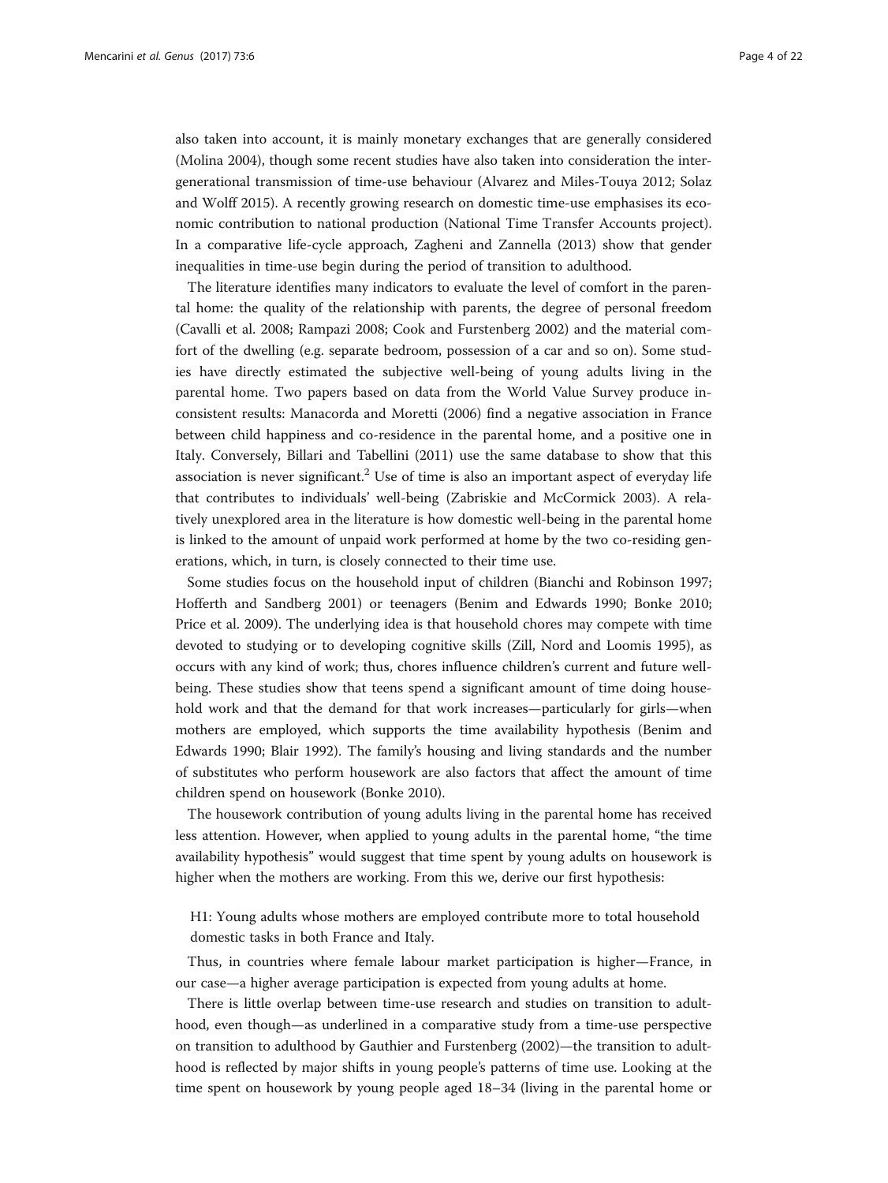also taken into account, it is mainly monetary exchanges that are generally considered (Molina 2004), though some recent studies have also taken into consideration the intergenerational transmission of time-use behaviour (Alvarez and Miles-Touya 2012; Solaz and Wolff 2015). A recently growing research on domestic time-use emphasises its economic contribution to national production (National Time Transfer Accounts project). In a comparative life-cycle approach, Zagheni and Zannella (2013) show that gender inequalities in time-use begin during the period of transition to adulthood.

The literature identifies many indicators to evaluate the level of comfort in the parental home: the quality of the relationship with parents, the degree of personal freedom (Cavalli et al. 2008; Rampazi 2008; Cook and Furstenberg 2002) and the material comfort of the dwelling (e.g. separate bedroom, possession of a car and so on). Some studies have directly estimated the subjective well-being of young adults living in the parental home. Two papers based on data from the World Value Survey produce inconsistent results: Manacorda and Moretti (2006) find a negative association in France between child happiness and co-residence in the parental home, and a positive one in Italy. Conversely, Billari and Tabellini (2011) use the same database to show that this association is never significant.[2] Use of time is also an important aspect of everyday life that contributes to individuals' well-being (Zabriskie and McCormick 2003). A relatively unexplored area in the literature is how domestic well-being in the parental home is linked to the amount of unpaid work performed at home by the two co-residing generations, which, in turn, is closely connected to their time use.

Some studies focus on the household input of children (Bianchi and Robinson 1997; Hofferth and Sandberg 2001) or teenagers (Benim and Edwards 1990; Bonke 2010; Price et al. 2009). The underlying idea is that household chores may compete with time devoted to studying or to developing cognitive skills (Zill, Nord and Loomis 1995), as occurs with any kind of work; thus, chores influence children's current and future well-being. These studies show that teens spend a significant amount of time doing household work and that the demand for that work increases—particularly for girls—when mothers are employed, which supports the time availability hypothesis (Benim and Edwards 1990; Blair 1992). The family's housing and living standards and the number of substitutes who perform housework are also factors that affect the amount of time children spend on housework (Bonke 2010).

The housework contribution of young adults living in the parental home has received less attention. However, when applied to young adults in the parental home, "the time availability hypothesis" would suggest that time spent by young adults on housework is higher when the mothers are working. From this we, derive our first hypothesis:

> H1: Young adults whose mothers are employed contribute more to total household domestic tasks in both France and Italy.

Thus, in countries where female labour market participation is higher—France, in our case—a higher average participation is expected from young adults at home.

There is little overlap between time-use research and studies on transition to adulthood, even though—as underlined in a comparative study from a time-use perspective on transition to adulthood by Gauthier and Furstenberg (2002)—the transition to adulthood is reflected by major shifts in young people's patterns of time use. Looking at the time spent on housework by young people aged 18–34 (living in the parental home or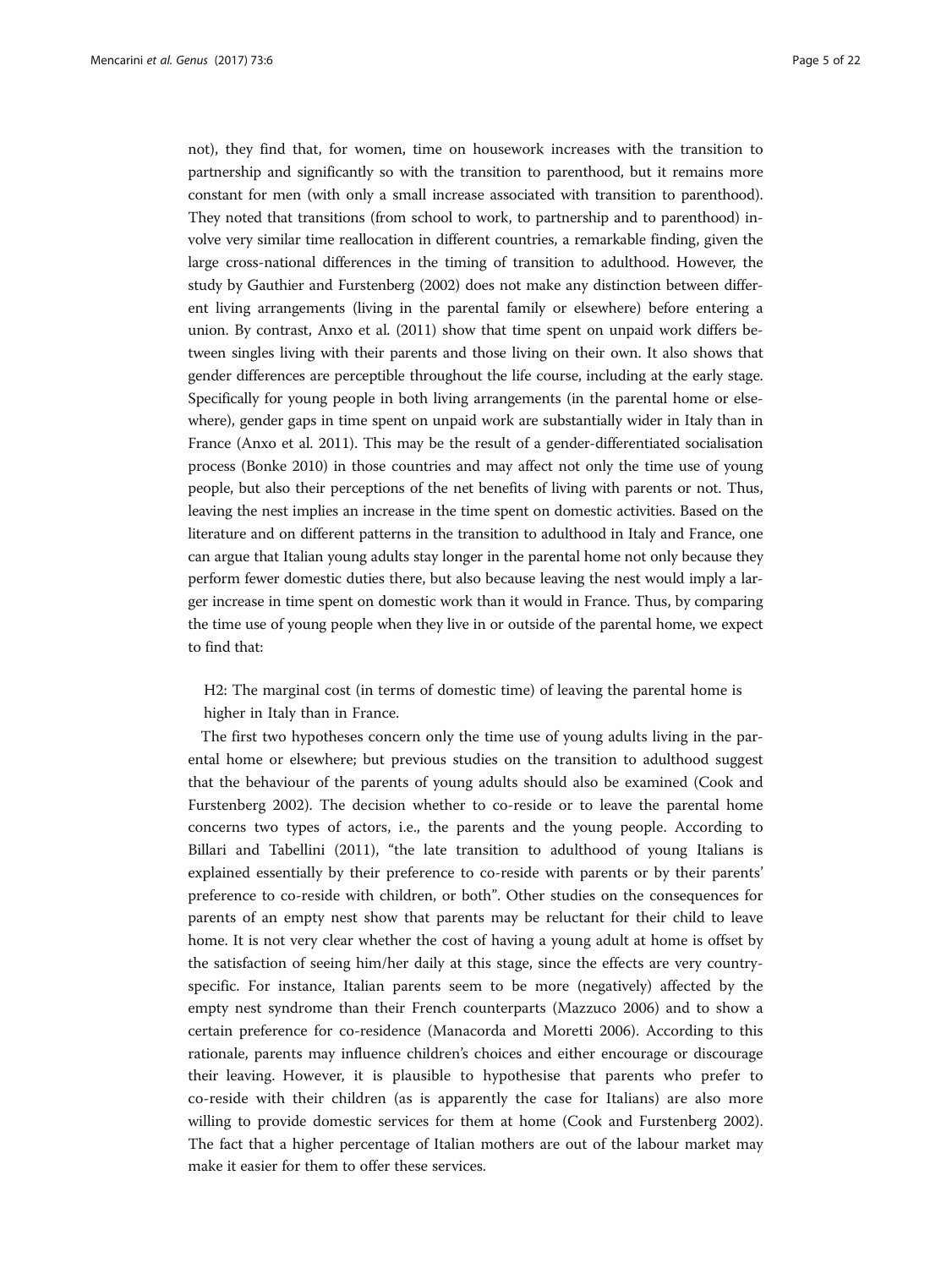not), they find that, for women, time on housework increases with the transition to partnership and significantly so with the transition to parenthood, but it remains more constant for men (with only a small increase associated with transition to parenthood). They noted that transitions (from school to work, to partnership and to parenthood) involve very similar time reallocation in different countries, a remarkable finding, given the large cross-national differences in the timing of transition to adulthood. However, the study by Gauthier and Furstenberg (2002) does not make any distinction between different living arrangements (living in the parental family or elsewhere) before entering a union. By contrast, Anxo et al. (2011) show that time spent on unpaid work differs between singles living with their parents and those living on their own. It also shows that gender differences are perceptible throughout the life course, including at the early stage. Specifically for young people in both living arrangements (in the parental home or elsewhere), gender gaps in time spent on unpaid work are substantially wider in Italy than in France (Anxo et al. 2011). This may be the result of a gender-differentiated socialisation process (Bonke 2010) in those countries and may affect not only the time use of young people, but also their perceptions of the net benefits of living with parents or not. Thus, leaving the nest implies an increase in the time spent on domestic activities. Based on the literature and on different patterns in the transition to adulthood in Italy and France, one can argue that Italian young adults stay longer in the parental home not only because they perform fewer domestic duties there, but also because leaving the nest would imply a larger increase in time spent on domestic work than it would in France. Thus, by comparing the time use of young people when they live in or outside of the parental home, we expect to find that:

H2: The marginal cost (in terms of domestic time) of leaving the parental home is higher in Italy than in France.

The first two hypotheses concern only the time use of young adults living in the parental home or elsewhere; but previous studies on the transition to adulthood suggest that the behaviour of the parents of young adults should also be examined (Cook and Furstenberg 2002). The decision whether to co-reside or to leave the parental home concerns two types of actors, i.e., the parents and the young people. According to Billari and Tabellini (2011), "the late transition to adulthood of young Italians is explained essentially by their preference to co-reside with parents or by their parents' preference to co-reside with children, or both". Other studies on the consequences for parents of an empty nest show that parents may be reluctant for their child to leave home. It is not very clear whether the cost of having a young adult at home is offset by the satisfaction of seeing him/her daily at this stage, since the effects are very country-specific. For instance, Italian parents seem to be more (negatively) affected by the empty nest syndrome than their French counterparts (Mazzuco 2006) and to show a certain preference for co-residence (Manacorda and Moretti 2006). According to this rationale, parents may influence children's choices and either encourage or discourage their leaving. However, it is plausible to hypothesise that parents who prefer to co-reside with their children (as is apparently the case for Italians) are also more willing to provide domestic services for them at home (Cook and Furstenberg 2002). The fact that a higher percentage of Italian mothers are out of the labour market may make it easier for them to offer these services.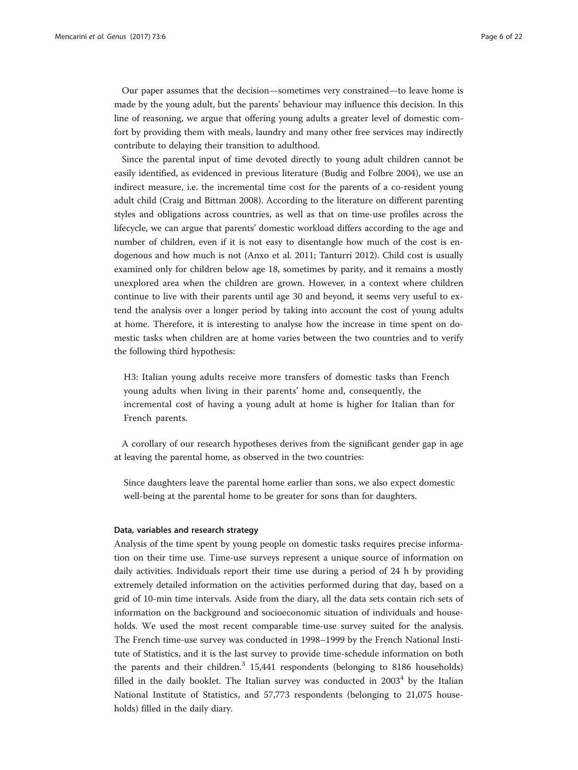Our paper assumes that the decision—sometimes very constrained—to leave home is made by the young adult, but the parents' behaviour may influence this decision. In this line of reasoning, we argue that offering young adults a greater level of domestic comfort by providing them with meals, laundry and many other free services may indirectly contribute to delaying their transition to adulthood.

Since the parental input of time devoted directly to young adult children cannot be easily identified, as evidenced in previous literature (Budig and Folbre 2004), we use an indirect measure, i.e. the incremental time cost for the parents of a co-resident young adult child (Craig and Bittman 2008). According to the literature on different parenting styles and obligations across countries, as well as that on time-use profiles across the lifecycle, we can argue that parents' domestic workload differs according to the age and number of children, even if it is not easy to disentangle how much of the cost is endogenous and how much is not (Anxo et al. 2011; Tanturri 2012). Child cost is usually examined only for children below age 18, sometimes by parity, and it remains a mostly unexplored area when the children are grown. However, in a context where children continue to live with their parents until age 30 and beyond, it seems very useful to extend the analysis over a longer period by taking into account the cost of young adults at home. Therefore, it is interesting to analyse how the increase in time spent on domestic tasks when children are at home varies between the two countries and to verify the following third hypothesis:

> H3: Italian young adults receive more transfers of domestic tasks than French young adults when living in their parents' home and, consequently, the incremental cost of having a young adult at home is higher for Italian than for French parents.

A corollary of our research hypotheses derives from the significant gender gap in age at leaving the parental home, as observed in the two countries:

> Since daughters leave the parental home earlier than sons, we also expect domestic well-being at the parental home to be greater for sons than for daughters.

#### Data, variables and research strategy

Analysis of the time spent by young people on domestic tasks requires precise information on their time use. Time-use surveys represent a unique source of information on daily activities. Individuals report their time use during a period of 24 h by providing extremely detailed information on the activities performed during that day, based on a grid of 10-min time intervals. Aside from the diary, all the data sets contain rich sets of information on the background and socioeconomic situation of individuals and households. We used the most recent comparable time-use survey suited for the analysis. The French time-use survey was conducted in 1998–1999 by the French National Institute of Statistics, and it is the last survey to provide time-schedule information on both the parents and their children.[3] 15,441 respondents (belonging to 8186 households) filled in the daily booklet. The Italian survey was conducted in 2003[4] by the Italian National Institute of Statistics, and 57,773 respondents (belonging to 21,075 households) filled in the daily diary.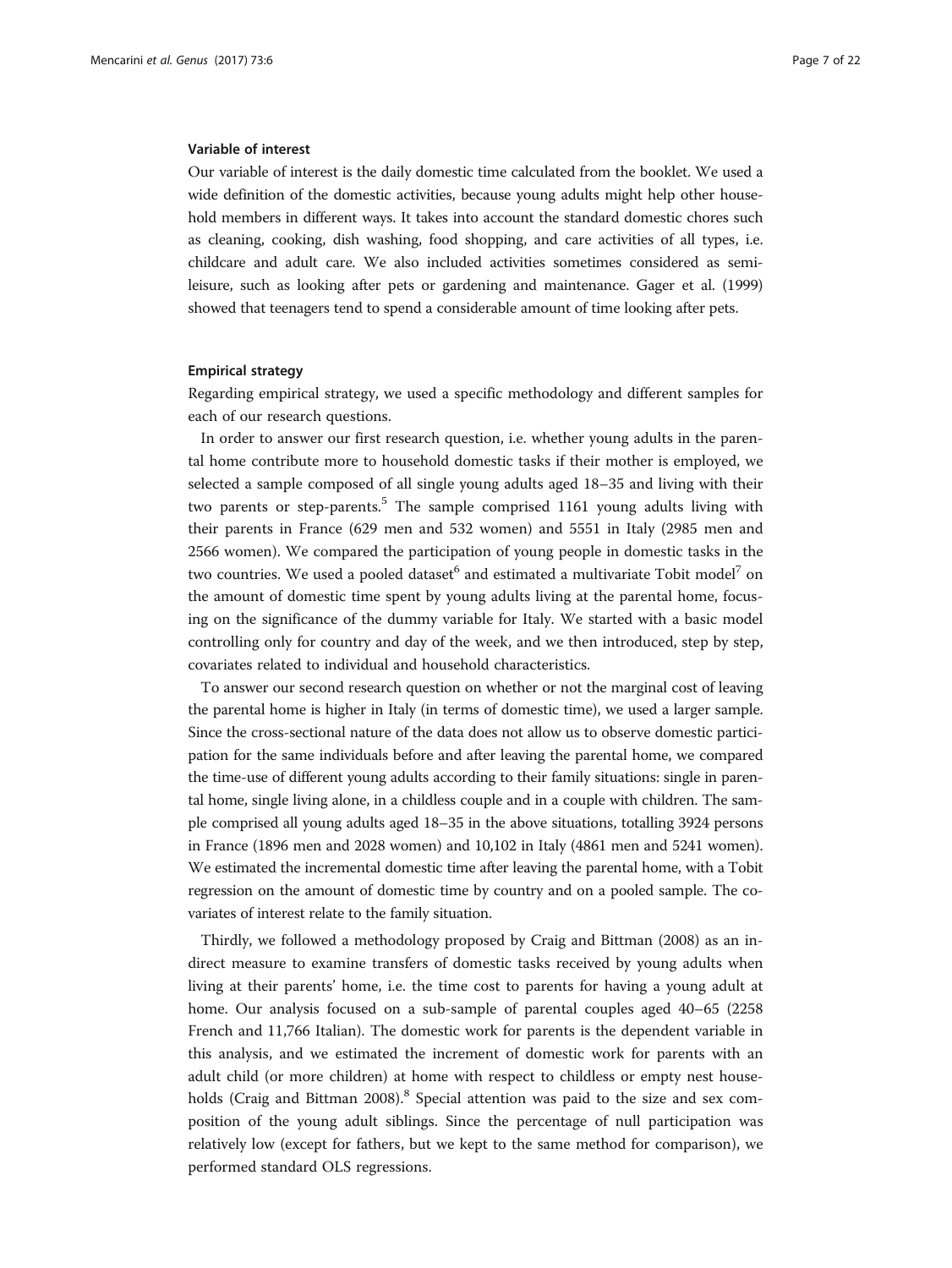#### Variable of interest

Our variable of interest is the daily domestic time calculated from the booklet. We used a wide definition of the domestic activities, because young adults might help other household members in different ways. It takes into account the standard domestic chores such as cleaning, cooking, dish washing, food shopping, and care activities of all types, i.e. childcare and adult care. We also included activities sometimes considered as semi-leisure, such as looking after pets or gardening and maintenance. Gager et al. (1999) showed that teenagers tend to spend a considerable amount of time looking after pets.

#### Empirical strategy

Regarding empirical strategy, we used a specific methodology and different samples for each of our research questions.

In order to answer our first research question, i.e. whether young adults in the parental home contribute more to household domestic tasks if their mother is employed, we selected a sample composed of all single young adults aged 18–35 and living with their two parents or step-parents.[5] The sample comprised 1161 young adults living with their parents in France (629 men and 532 women) and 5551 in Italy (2985 men and 2566 women). We compared the participation of young people in domestic tasks in the two countries. We used a pooled dataset[6] and estimated a multivariate Tobit model[7] on the amount of domestic time spent by young adults living at the parental home, focusing on the significance of the dummy variable for Italy. We started with a basic model controlling only for country and day of the week, and we then introduced, step by step, covariates related to individual and household characteristics.

To answer our second research question on whether or not the marginal cost of leaving the parental home is higher in Italy (in terms of domestic time), we used a larger sample. Since the cross-sectional nature of the data does not allow us to observe domestic participation for the same individuals before and after leaving the parental home, we compared the time-use of different young adults according to their family situations: single in parental home, single living alone, in a childless couple and in a couple with children. The sample comprised all young adults aged 18–35 in the above situations, totalling 3924 persons in France (1896 men and 2028 women) and 10,102 in Italy (4861 men and 5241 women). We estimated the incremental domestic time after leaving the parental home, with a Tobit regression on the amount of domestic time by country and on a pooled sample. The covariates of interest relate to the family situation.

Thirdly, we followed a methodology proposed by Craig and Bittman (2008) as an indirect measure to examine transfers of domestic tasks received by young adults when living at their parents' home, i.e. the time cost to parents for having a young adult at home. Our analysis focused on a sub-sample of parental couples aged 40–65 (2258 French and 11,766 Italian). The domestic work for parents is the dependent variable in this analysis, and we estimated the increment of domestic work for parents with an adult child (or more children) at home with respect to childless or empty nest households (Craig and Bittman 2008).[8] Special attention was paid to the size and sex composition of the young adult siblings. Since the percentage of null participation was relatively low (except for fathers, but we kept to the same method for comparison), we performed standard OLS regressions.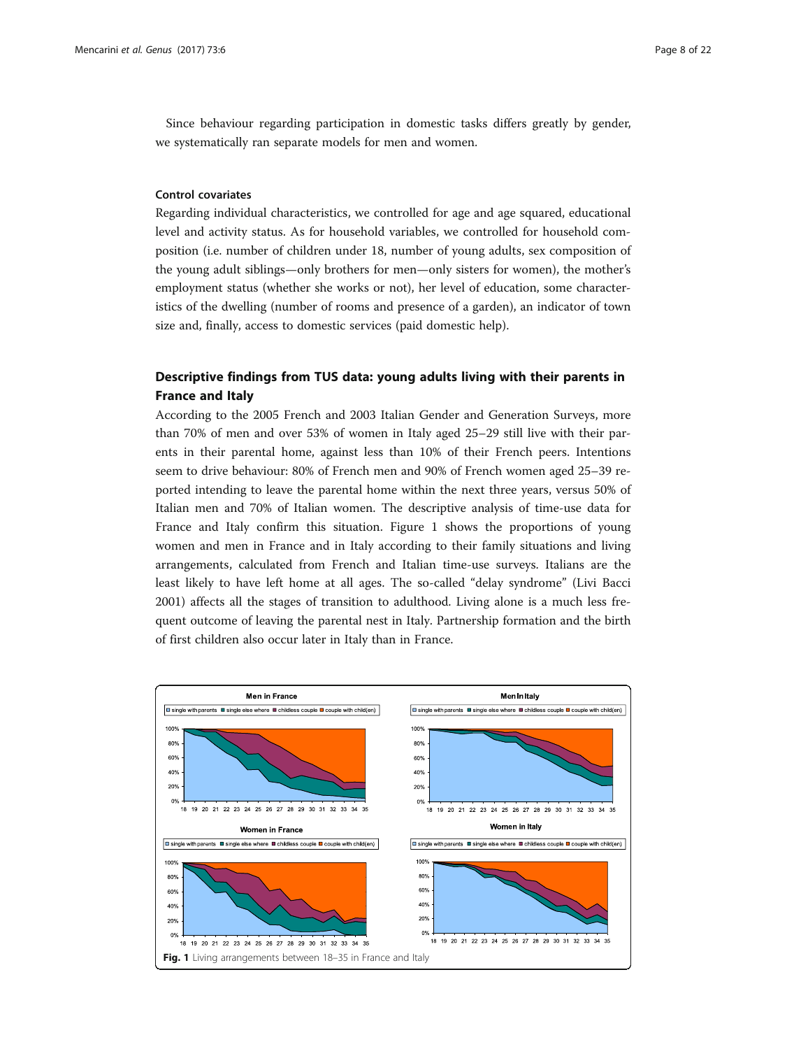Since behaviour regarding participation in domestic tasks differs greatly by gender, we systematically ran separate models for men and women.

#### Control covariates

Regarding individual characteristics, we controlled for age and age squared, educational level and activity status. As for household variables, we controlled for household composition (i.e. number of children under 18, number of young adults, sex composition of the young adult siblings—only brothers for men—only sisters for women), the mother's employment status (whether she works or not), her level of education, some characteristics of the dwelling (number of rooms and presence of a garden), an indicator of town size and, finally, access to domestic services (paid domestic help).

### Descriptive findings from TUS data: young adults living with their parents in France and Italy

According to the 2005 French and 2003 Italian Gender and Generation Surveys, more than 70% of men and over 53% of women in Italy aged 25–29 still live with their parents in their parental home, against less than 10% of their French peers. Intentions seem to drive behaviour: 80% of French men and 90% of French women aged 25–39 reported intending to leave the parental home within the next three years, versus 50% of Italian men and 70% of Italian women. The descriptive analysis of time-use data for France and Italy confirm this situation. Figure 1 shows the proportions of young women and men in France and in Italy according to their family situations and living arrangements, calculated from French and Italian time-use surveys. Italians are the least likely to have left home at all ages. The so-called "delay syndrome" (Livi Bacci 2001) affects all the stages of transition to adulthood. Living alone is a much less frequent outcome of leaving the parental nest in Italy. Partnership formation and the birth of first children also occur later in Italy than in France.

**Fig. 1** Living arrangements between 18–35 in France and Italy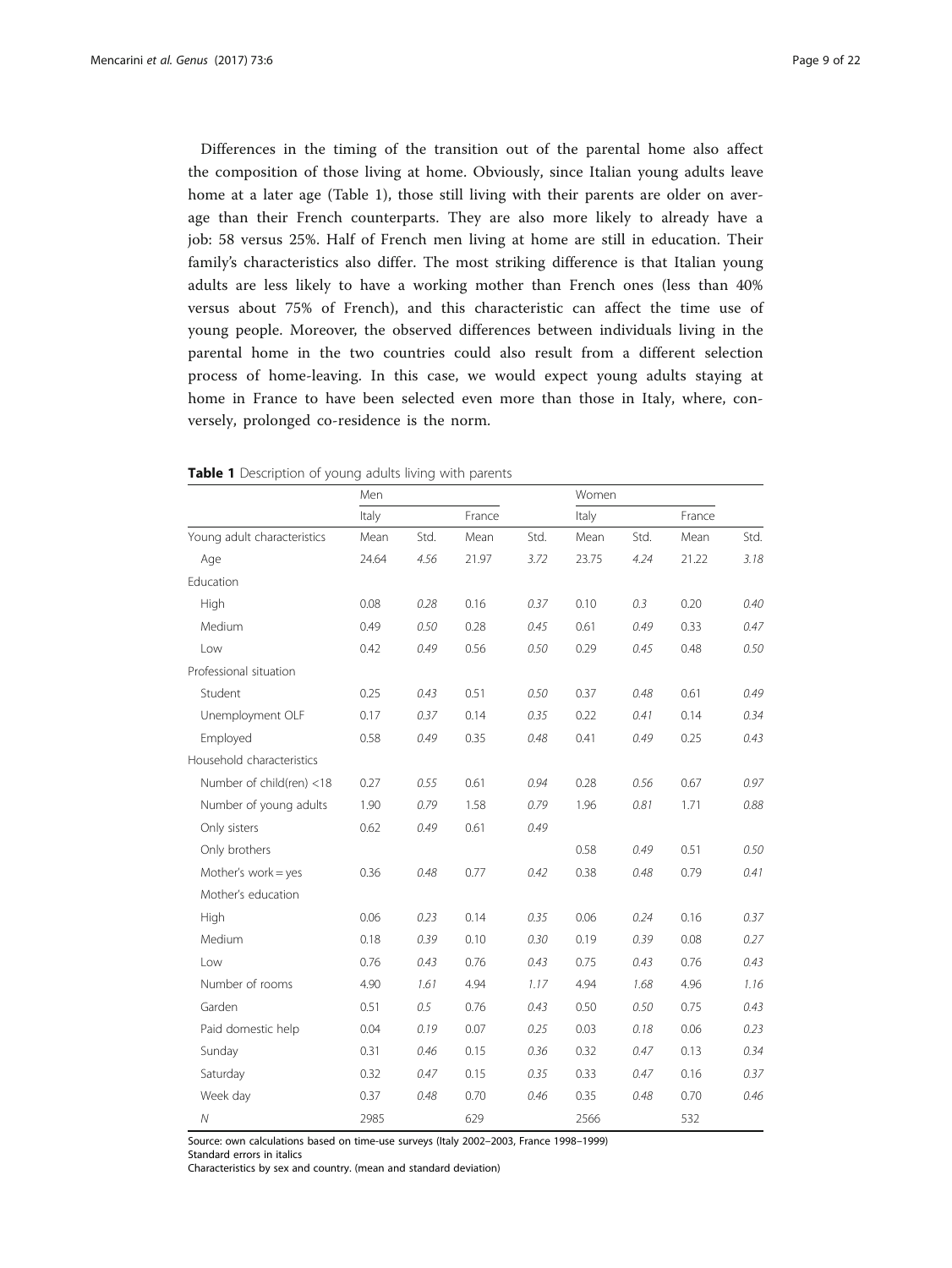Differences in the timing of the transition out of the parental home also affect the composition of those living at home. Obviously, since Italian young adults leave home at a later age (Table 1), those still living with their parents are older on average than their French counterparts. They are also more likely to already have a job: 58 versus 25%. Half of French men living at home are still in education. Their family's characteristics also differ. The most striking difference is that Italian young adults are less likely to have a working mother than French ones (less than 40% versus about 75% of French), and this characteristic can affect the time use of young people. Moreover, the observed differences between individuals living in the parental home in the two countries could also result from a different selection process of home-leaving. In this case, we would expect young adults staying at home in France to have been selected even more than those in Italy, where, conversely, prolonged co-residence is the norm.

**Table 1** Description of young adults living with parents

| | Men | | | | Women | | | |
|---|---|---|---|---|---|---|---|---|
| | Italy | | France | | Italy | | France | |
| Young adult characteristics | Mean | Std. | Mean | Std. | Mean | Std. | Mean | Std. |
| Age | 24.64 | *4.56* | 21.97 | *3.72* | 23.75 | *4.24* | 21.22 | *3.18* |
| Education | | | | | | | | |
| High | 0.08 | *0.28* | 0.16 | *0.37* | 0.10 | *0.3* | 0.20 | *0.40* |
| Medium | 0.49 | *0.50* | 0.28 | *0.45* | 0.61 | *0.49* | 0.33 | *0.47* |
| Low | 0.42 | *0.49* | 0.56 | *0.50* | 0.29 | *0.45* | 0.48 | *0.50* |
| Professional situation | | | | | | | | |
| Student | 0.25 | *0.43* | 0.51 | *0.50* | 0.37 | *0.48* | 0.61 | *0.49* |
| Unemployment OLF | 0.17 | *0.37* | 0.14 | *0.35* | 0.22 | *0.41* | 0.14 | *0.34* |
| Employed | 0.58 | *0.49* | 0.35 | *0.48* | 0.41 | *0.49* | 0.25 | *0.43* |
| Household characteristics | | | | | | | | |
| Number of child(ren) <18 | 0.27 | *0.55* | 0.61 | *0.94* | 0.28 | *0.56* | 0.67 | *0.97* |
| Number of young adults | 1.90 | *0.79* | 1.58 | *0.79* | 1.96 | *0.81* | 1.71 | *0.88* |
| Only sisters | 0.62 | *0.49* | 0.61 | *0.49* | | | | |
| Only brothers | | | | | 0.58 | *0.49* | 0.51 | *0.50* |
| Mother's work = yes | 0.36 | *0.48* | 0.77 | *0.42* | 0.38 | *0.48* | 0.79 | *0.41* |
| Mother's education | | | | | | | | |
| High | 0.06 | *0.23* | 0.14 | *0.35* | 0.06 | *0.24* | 0.16 | *0.37* |
| Medium | 0.18 | *0.39* | 0.10 | *0.30* | 0.19 | *0.39* | 0.08 | *0.27* |
| Low | 0.76 | *0.43* | 0.76 | *0.43* | 0.75 | *0.43* | 0.76 | *0.43* |
| Number of rooms | 4.90 | *1.61* | 4.94 | *1.17* | 4.94 | *1.68* | 4.96 | *1.16* |
| Garden | 0.51 | *0.5* | 0.76 | *0.43* | 0.50 | *0.50* | 0.75 | *0.43* |
| Paid domestic help | 0.04 | *0.19* | 0.07 | *0.25* | 0.03 | *0.18* | 0.06 | *0.23* |
| Sunday | 0.31 | *0.46* | 0.15 | *0.36* | 0.32 | *0.47* | 0.13 | *0.34* |
| Saturday | 0.32 | *0.47* | 0.15 | *0.35* | 0.33 | *0.47* | 0.16 | *0.37* |
| Week day | 0.37 | *0.48* | 0.70 | *0.46* | 0.35 | *0.48* | 0.70 | *0.46* |
| *N* | 2985 | | 629 | | 2566 | | 532 | |

Source: own calculations based on time-use surveys (Italy 2002–2003, France 1998–1999)
Standard errors in italics
Characteristics by sex and country. (mean and standard deviation)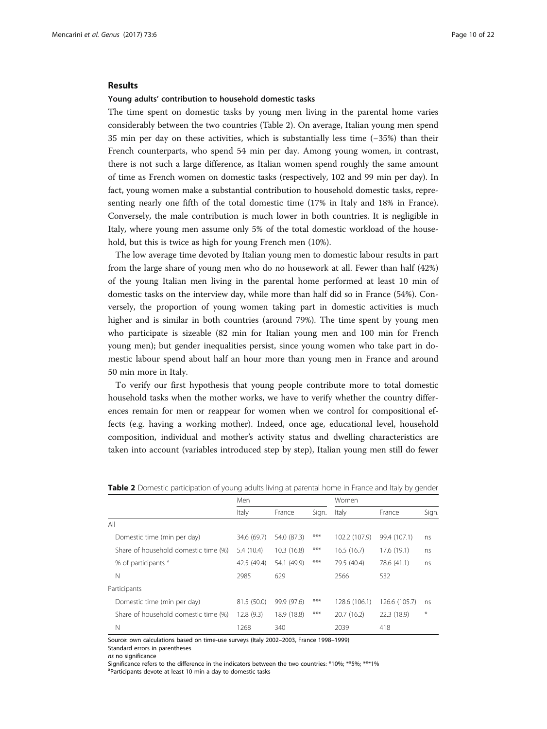## Results

### Young adults' contribution to household domestic tasks

The time spent on domestic tasks by young men living in the parental home varies considerably between the two countries (Table 2). On average, Italian young men spend 35 min per day on these activities, which is substantially less time (−35%) than their French counterparts, who spend 54 min per day. Among young women, in contrast, there is not such a large difference, as Italian women spend roughly the same amount of time as French women on domestic tasks (respectively, 102 and 99 min per day). In fact, young women make a substantial contribution to household domestic tasks, representing nearly one fifth of the total domestic time (17% in Italy and 18% in France). Conversely, the male contribution is much lower in both countries. It is negligible in Italy, where young men assume only 5% of the total domestic workload of the household, but this is twice as high for young French men (10%).

The low average time devoted by Italian young men to domestic labour results in part from the large share of young men who do no housework at all. Fewer than half (42%) of the young Italian men living in the parental home performed at least 10 min of domestic tasks on the interview day, while more than half did so in France (54%). Conversely, the proportion of young women taking part in domestic activities is much higher and is similar in both countries (around 79%). The time spent by young men who participate is sizeable (82 min for Italian young men and 100 min for French young men); but gender inequalities persist, since young women who take part in domestic labour spend about half an hour more than young men in France and around 50 min more in Italy.

To verify our first hypothesis that young people contribute more to total domestic household tasks when the mother works, we have to verify whether the country differences remain for men or reappear for women when we control for compositional effects (e.g. having a working mother). Indeed, once age, educational level, household composition, individual and mother's activity status and dwelling characteristics are taken into account (variables introduced step by step), Italian young men still do fewer

**Table 2** Domestic participation of young adults living at parental home in France and Italy by gender

| | Men | | | Women | | |
|---|---|---|---|---|---|---|
| | Italy | France | Sign. | Italy | France | Sign. |
| All | | | | | | |
| Domestic time (min per day) | 34.6 (69.7) | 54.0 (87.3) | *** | 102.2 (107.9) | 99.4 (107.1) | ns |
| Share of household domestic time (%) | 5.4 (10.4) | 10.3 (16.8) | *** | 16.5 (16.7) | 17.6 (19.1) | ns |
| % of participants [a] | 42.5 (49.4) | 54.1 (49.9) | *** | 79.5 (40.4) | 78.6 (41.1) | ns |
| N | 2985 | 629 | | 2566 | 532 | |
| Participants | | | | | | |
| Domestic time (min per day) | 81.5 (50.0) | 99.9 (97.6) | *** | 128.6 (106.1) | 126.6 (105.7) | ns |
| Share of household domestic time (%) | 12.8 (9.3) | 18.9 (18.8) | *** | 20.7 (16.2) | 22.3 (18.9) | * |
| N | 1268 | 340 | | 2039 | 418 | |

Source: own calculations based on time-use surveys (Italy 2002–2003, France 1998–1999)
Standard errors in parentheses
*ns* no significance
Significance refers to the difference in the indicators between the two countries: *10%; **5%; ***1%
[a]Participants devote at least 10 min a day to domestic tasks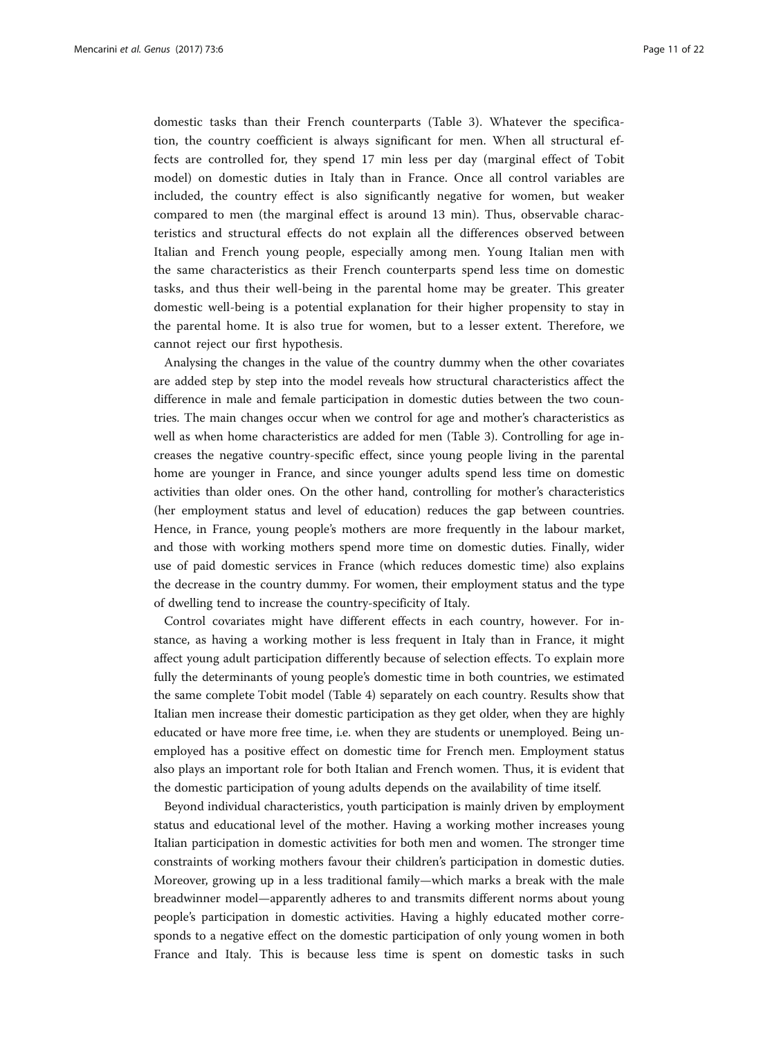domestic tasks than their French counterparts (Table 3). Whatever the specification, the country coefficient is always significant for men. When all structural effects are controlled for, they spend 17 min less per day (marginal effect of Tobit model) on domestic duties in Italy than in France. Once all control variables are included, the country effect is also significantly negative for women, but weaker compared to men (the marginal effect is around 13 min). Thus, observable characteristics and structural effects do not explain all the differences observed between Italian and French young people, especially among men. Young Italian men with the same characteristics as their French counterparts spend less time on domestic tasks, and thus their well-being in the parental home may be greater. This greater domestic well-being is a potential explanation for their higher propensity to stay in the parental home. It is also true for women, but to a lesser extent. Therefore, we cannot reject our first hypothesis.

Analysing the changes in the value of the country dummy when the other covariates are added step by step into the model reveals how structural characteristics affect the difference in male and female participation in domestic duties between the two countries. The main changes occur when we control for age and mother's characteristics as well as when home characteristics are added for men (Table 3). Controlling for age increases the negative country-specific effect, since young people living in the parental home are younger in France, and since younger adults spend less time on domestic activities than older ones. On the other hand, controlling for mother's characteristics (her employment status and level of education) reduces the gap between countries. Hence, in France, young people's mothers are more frequently in the labour market, and those with working mothers spend more time on domestic duties. Finally, wider use of paid domestic services in France (which reduces domestic time) also explains the decrease in the country dummy. For women, their employment status and the type of dwelling tend to increase the country-specificity of Italy.

Control covariates might have different effects in each country, however. For instance, as having a working mother is less frequent in Italy than in France, it might affect young adult participation differently because of selection effects. To explain more fully the determinants of young people's domestic time in both countries, we estimated the same complete Tobit model (Table 4) separately on each country. Results show that Italian men increase their domestic participation as they get older, when they are highly educated or have more free time, i.e. when they are students or unemployed. Being unemployed has a positive effect on domestic time for French men. Employment status also plays an important role for both Italian and French women. Thus, it is evident that the domestic participation of young adults depends on the availability of time itself.

Beyond individual characteristics, youth participation is mainly driven by employment status and educational level of the mother. Having a working mother increases young Italian participation in domestic activities for both men and women. The stronger time constraints of working mothers favour their children's participation in domestic duties. Moreover, growing up in a less traditional family—which marks a break with the male breadwinner model—apparently adheres to and transmits different norms about young people's participation in domestic activities. Having a highly educated mother corresponds to a negative effect on the domestic participation of only young women in both France and Italy. This is because less time is spent on domestic tasks in such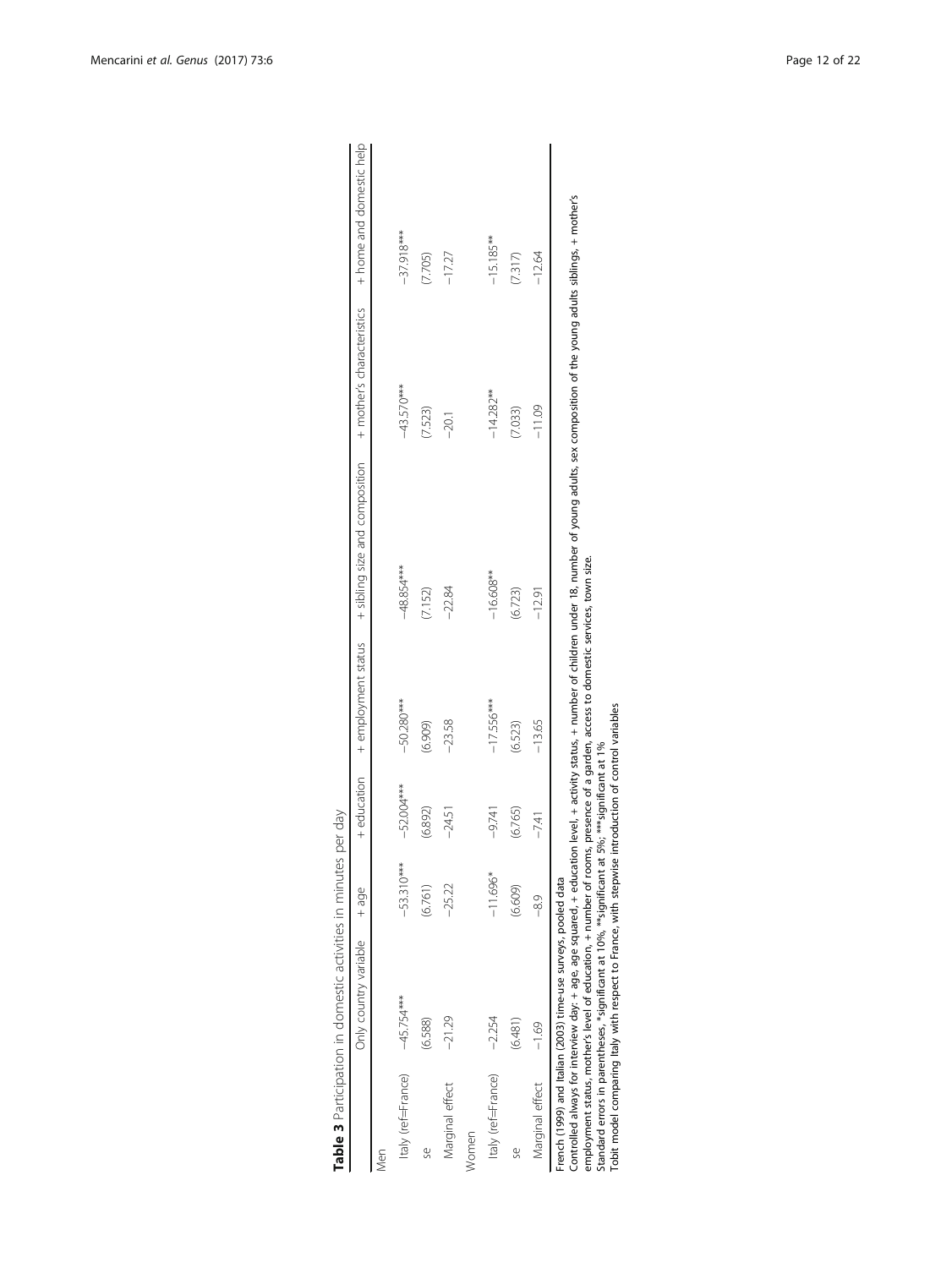**Table 3** Participation in domestic activities in minutes per day

| | Only country variable | + age | + education | + employment status | + sibling size and composition | + mother's characteristics | + home and domestic help |
|---|---|---|---|---|---|---|---|
| Men | | | | | | | |
| Italy (ref=France) | −45.754*** | −53.310*** | −52.004*** | −50.280*** | −48.854*** | −43.570*** | −37.918*** |
| se | (6.588) | (6.761) | (6.892) | (6.909) | (7.152) | (7.523) | (7.705) |
| Marginal effect | −21.29 | −25.22 | −24.51 | −23.58 | −22.84 | −20.1 | −17.27 |
| Women | | | | | | | |
| Italy (ref=France) | −2.254 | −11.696* | −9.741 | −17.556*** | −16.608** | −14.282** | −15.185** |
| se | (6.481) | (6.609) | (6.765) | (6.523) | (6.723) | (7.033) | (7.317) |
| Marginal effect | −1.69 | −8.9 | −7.41 | −13.65 | −12.91 | −11.09 | −12.64 |

French (1999) and Italian (2003) time-use surveys, pooled data

Controlled always for interview day; + age, age squared, + education level, + activity status, + number of children under 18, number of young adults, sex composition of the young adults siblings, + mother's employment status, mother's level of education, + number of rooms, presence of a garden, access to domestic services, town size.

Standard errors in parentheses, *significant at 10%, **significant at 5%; ***significant at 1%

Tobit model comparing Italy with respect to France, with stepwise introduction of control variables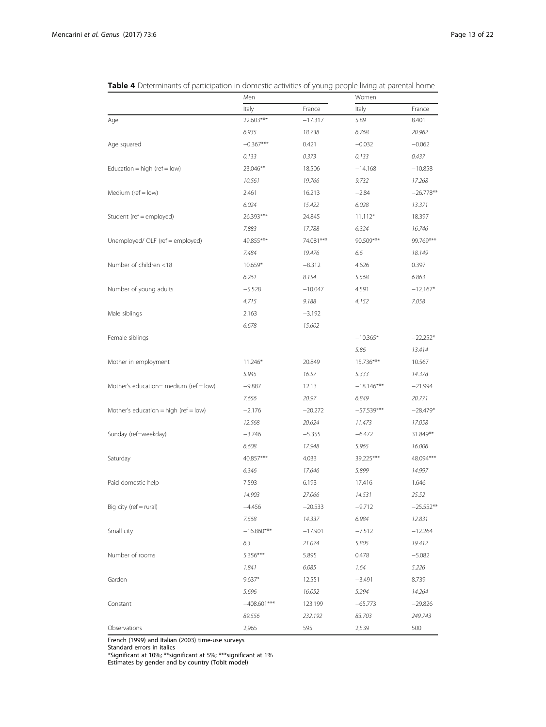**Table 4** Determinants of participation in domestic activities of young people living at parental home

| | Men | | Women | |
|---|---|---|---|---|
| | Italy | France | Italy | France |
| Age | 22.603*** | −17.317 | 5.89 | 8.401 |
| | *6.935* | *18.738* | *6.768* | *20.962* |
| Age squared | −0.367*** | 0.421 | −0.032 | −0.062 |
| | *0.133* | *0.373* | *0.133* | *0.437* |
| Education = high (ref = low) | 23.046** | 18.506 | −14.168 | −10.858 |
| | *10.561* | *19.766* | *9.732* | *17.268* |
| Medium (ref = low) | 2.461 | 16.213 | −2.84 | −26.778** |
| | *6.024* | *15.422* | *6.028* | *13.371* |
| Student (ref = employed) | 26.393*** | 24.845 | 11.112* | 18.397 |
| | *7.883* | *17.788* | *6.324* | *16.746* |
| Unemployed/ OLF (ref = employed) | 49.855*** | 74.081*** | 90.509*** | 99.769*** |
| | *7.484* | *19.476* | *6.6* | *18.149* |
| Number of children <18 | 10.659* | −8.312 | 4.626 | 0.397 |
| | *6.261* | *8.154* | *5.568* | *6.863* |
| Number of young adults | −5.528 | −10.047 | 4.591 | −12.167* |
| | *4.715* | *9.188* | *4.152* | *7.058* |
| Male siblings | 2.163 | −3.192 | | |
| | *6.678* | *15.602* | | |
| Female siblings | | | −10.365* | −22.252* |
| | | | *5.86* | *13.414* |
| Mother in employment | 11.246* | 20.849 | 15.736*** | 10.567 |
| | *5.945* | *16.57* | *5.333* | *14.378* |
| Mother's education= medium (ref = low) | −9.887 | 12.13 | −18.146*** | −21.994 |
| | *7.656* | *20.97* | *6.849* | *20.771* |
| Mother's education = high (ref = low) | −2.176 | −20.272 | −57.539*** | −28.479* |
| | *12.568* | *20.624* | *11.473* | *17.058* |
| Sunday (ref=weekday) | −3.746 | −5.355 | −6.472 | 31.849** |
| | *6.608* | *17.948* | *5.965* | *16.006* |
| Saturday | 40.857*** | 4.033 | 39.225*** | 48.094*** |
| | *6.346* | *17.646* | *5.899* | *14.997* |
| Paid domestic help | 7.593 | 6.193 | 17.416 | 1.646 |
| | *14.903* | *27.066* | *14.531* | *25.52* |
| Big city (ref = rural) | −4.456 | −20.533 | −9.712 | −25.552** |
| | *7.568* | *14.337* | *6.984* | *12.831* |
| Small city | −16.860*** | −17.901 | −7.512 | −12.264 |
| | *6.3* | *21.074* | *5.805* | *19.412* |
| Number of rooms | 5.356*** | 5.895 | 0.478 | −5.082 |
| | *1.841* | *6.085* | *1.64* | *5.226* |
| Garden | 9.637* | 12.551 | −3.491 | 8.739 |
| | *5.696* | *16.052* | *5.294* | *14.264* |
| Constant | −408.601*** | 123.199 | −65.773 | −29.826 |
| | *89.556* | *232.192* | *83.703* | *249.743* |
| Observations | 2,965 | 595 | 2,539 | 500 |

French (1999) and Italian (2003) time-use surveys
Standard errors in italics
*Significant at 10%; **significant at 5%; ***significant at 1%
Estimates by gender and by country (Tobit model)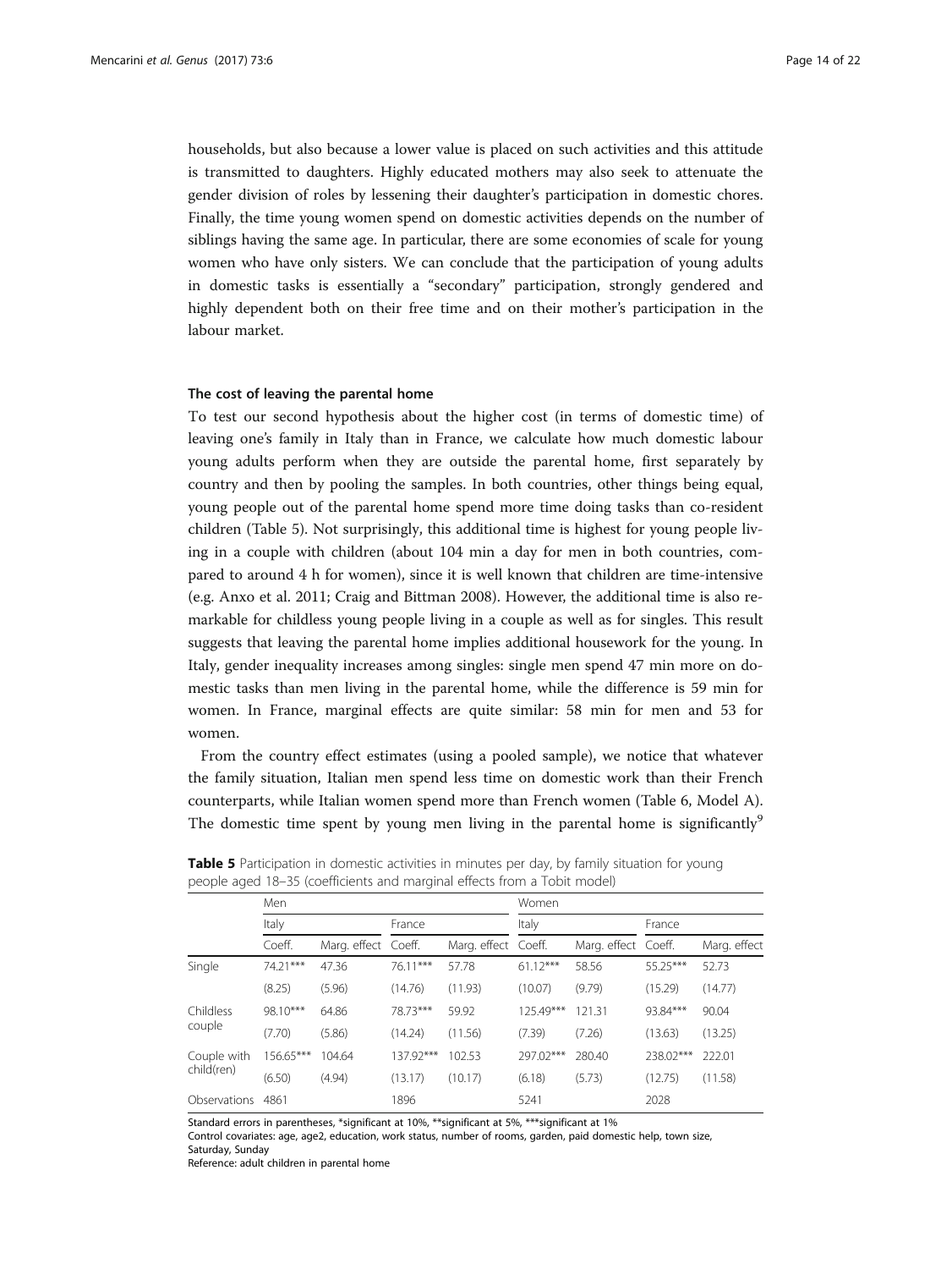households, but also because a lower value is placed on such activities and this attitude is transmitted to daughters. Highly educated mothers may also seek to attenuate the gender division of roles by lessening their daughter's participation in domestic chores. Finally, the time young women spend on domestic activities depends on the number of siblings having the same age. In particular, there are some economies of scale for young women who have only sisters. We can conclude that the participation of young adults in domestic tasks is essentially a "secondary" participation, strongly gendered and highly dependent both on their free time and on their mother's participation in the labour market.

#### The cost of leaving the parental home

To test our second hypothesis about the higher cost (in terms of domestic time) of leaving one's family in Italy than in France, we calculate how much domestic labour young adults perform when they are outside the parental home, first separately by country and then by pooling the samples. In both countries, other things being equal, young people out of the parental home spend more time doing tasks than co-resident children (Table 5). Not surprisingly, this additional time is highest for young people living in a couple with children (about 104 min a day for men in both countries, compared to around 4 h for women), since it is well known that children are time-intensive (e.g. Anxo et al. 2011; Craig and Bittman 2008). However, the additional time is also remarkable for childless young people living in a couple as well as for singles. This result suggests that leaving the parental home implies additional housework for the young. In Italy, gender inequality increases among singles: single men spend 47 min more on domestic tasks than men living in the parental home, while the difference is 59 min for women. In France, marginal effects are quite similar: 58 min for men and 53 for women.

From the country effect estimates (using a pooled sample), we notice that whatever the family situation, Italian men spend less time on domestic work than their French counterparts, while Italian women spend more than French women (Table 6, Model A). The domestic time spent by young men living in the parental home is significantly[9]

**Table 5** Participation in domestic activities in minutes per day, by family situation for young people aged 18–35 (coefficients and marginal effects from a Tobit model)

| | Men | | | | Women | | | |
|---|---|---|---|---|---|---|---|---|
| | Italy | | France | | Italy | | France | |
| | Coeff. | Marg. effect | Coeff. | Marg. effect | Coeff. | Marg. effect | Coeff. | Marg. effect |
| Single | 74.21*** | 47.36 | 76.11*** | 57.78 | 61.12*** | 58.56 | 55.25*** | 52.73 |
| | (8.25) | (5.96) | (14.76) | (11.93) | (10.07) | (9.79) | (15.29) | (14.77) |
| Childless couple | 98.10*** | 64.86 | 78.73*** | 59.92 | 125.49*** | 121.31 | 93.84*** | 90.04 |
| | (7.70) | (5.86) | (14.24) | (11.56) | (7.39) | (7.26) | (13.63) | (13.25) |
| Couple with child(ren) | 156.65*** | 104.64 | 137.92*** | 102.53 | 297.02*** | 280.40 | 238.02*** | 222.01 |
| | (6.50) | (4.94) | (13.17) | (10.17) | (6.18) | (5.73) | (12.75) | (11.58) |
| Observations | 4861 | | 1896 | | 5241 | | 2028 | |

Standard errors in parentheses, *significant at 10%, **significant at 5%, ***significant at 1%
Control covariates: age, age2, education, work status, number of rooms, garden, paid domestic help, town size, Saturday, Sunday
Reference: adult children in parental home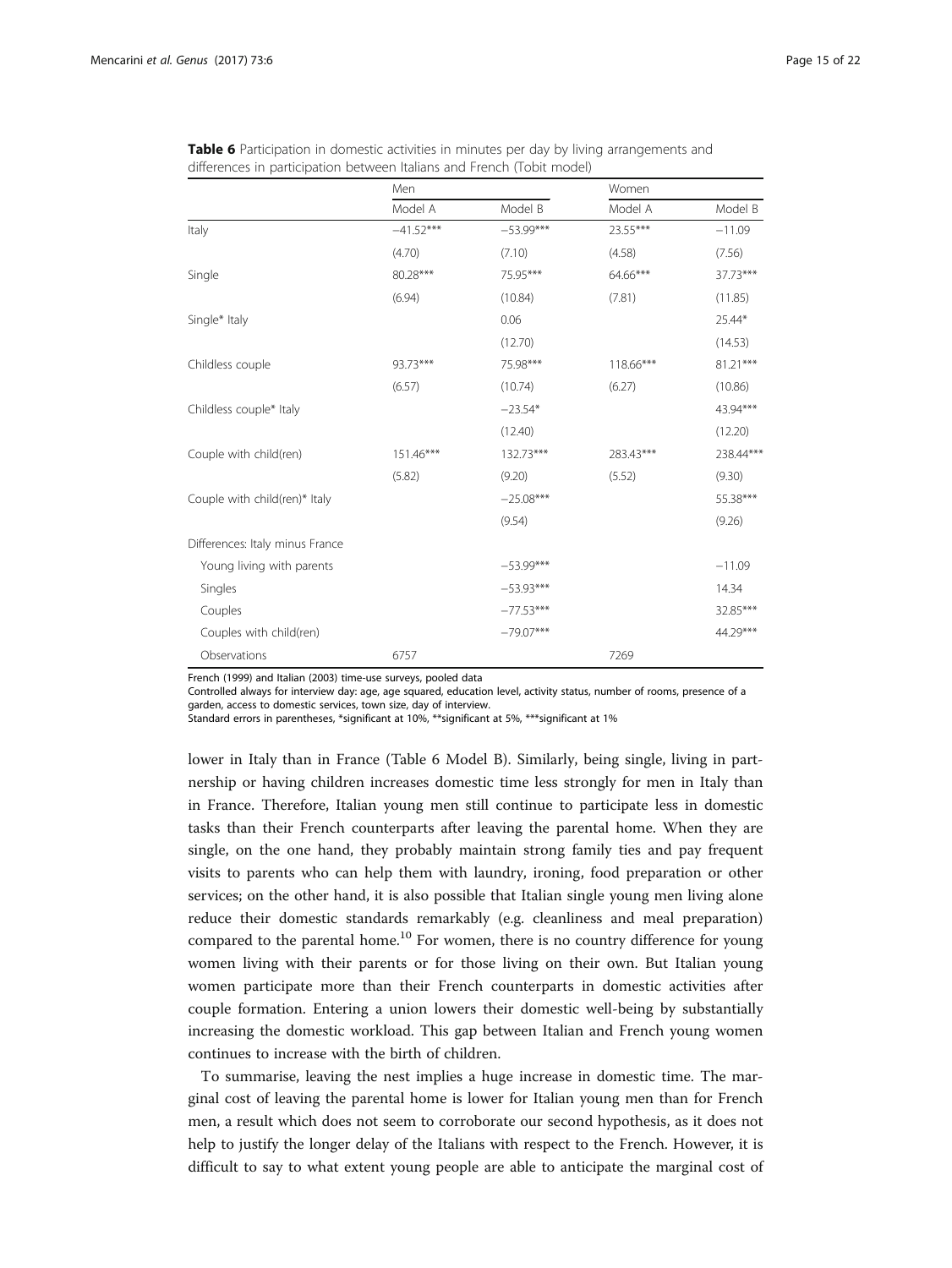**Table 6** Participation in domestic activities in minutes per day by living arrangements and differences in participation between Italians and French (Tobit model)

| | Men | | Women | |
|---|---|---|---|---|
| | Model A | Model B | Model A | Model B |
| Italy | −41.52*** | −53.99*** | 23.55*** | −11.09 |
| | (4.70) | (7.10) | (4.58) | (7.56) |
| Single | 80.28*** | 75.95*** | 64.66*** | 37.73*** |
| | (6.94) | (10.84) | (7.81) | (11.85) |
| Single* Italy | | 0.06 | | 25.44* |
| | | (12.70) | | (14.53) |
| Childless couple | 93.73*** | 75.98*** | 118.66*** | 81.21*** |
| | (6.57) | (10.74) | (6.27) | (10.86) |
| Childless couple* Italy | | −23.54* | | 43.94*** |
| | | (12.40) | | (12.20) |
| Couple with child(ren) | 151.46*** | 132.73*** | 283.43*** | 238.44*** |
| | (5.82) | (9.20) | (5.52) | (9.30) |
| Couple with child(ren)* Italy | | −25.08*** | | 55.38*** |
| | | (9.54) | | (9.26) |
| Differences: Italy minus France | | | | |
| Young living with parents | | −53.99*** | | −11.09 |
| Singles | | −53.93*** | | 14.34 |
| Couples | | −77.53*** | | 32.85*** |
| Couples with child(ren) | | −79.07*** | | 44.29*** |
| Observations | 6757 | | 7269 | |

French (1999) and Italian (2003) time-use surveys, pooled data

Controlled always for interview day: age, age squared, education level, activity status, number of rooms, presence of a garden, access to domestic services, town size, day of interview.

Standard errors in parentheses, *significant at 10%, **significant at 5%, ***significant at 1%

lower in Italy than in France (Table 6 Model B). Similarly, being single, living in partnership or having children increases domestic time less strongly for men in Italy than in France. Therefore, Italian young men still continue to participate less in domestic tasks than their French counterparts after leaving the parental home. When they are single, on the one hand, they probably maintain strong family ties and pay frequent visits to parents who can help them with laundry, ironing, food preparation or other services; on the other hand, it is also possible that Italian single young men living alone reduce their domestic standards remarkably (e.g. cleanliness and meal preparation) compared to the parental home.[10] For women, there is no country difference for young women living with their parents or for those living on their own. But Italian young women participate more than their French counterparts in domestic activities after couple formation. Entering a union lowers their domestic well-being by substantially increasing the domestic workload. This gap between Italian and French young women continues to increase with the birth of children.

To summarise, leaving the nest implies a huge increase in domestic time. The marginal cost of leaving the parental home is lower for Italian young men than for French men, a result which does not seem to corroborate our second hypothesis, as it does not help to justify the longer delay of the Italians with respect to the French. However, it is difficult to say to what extent young people are able to anticipate the marginal cost of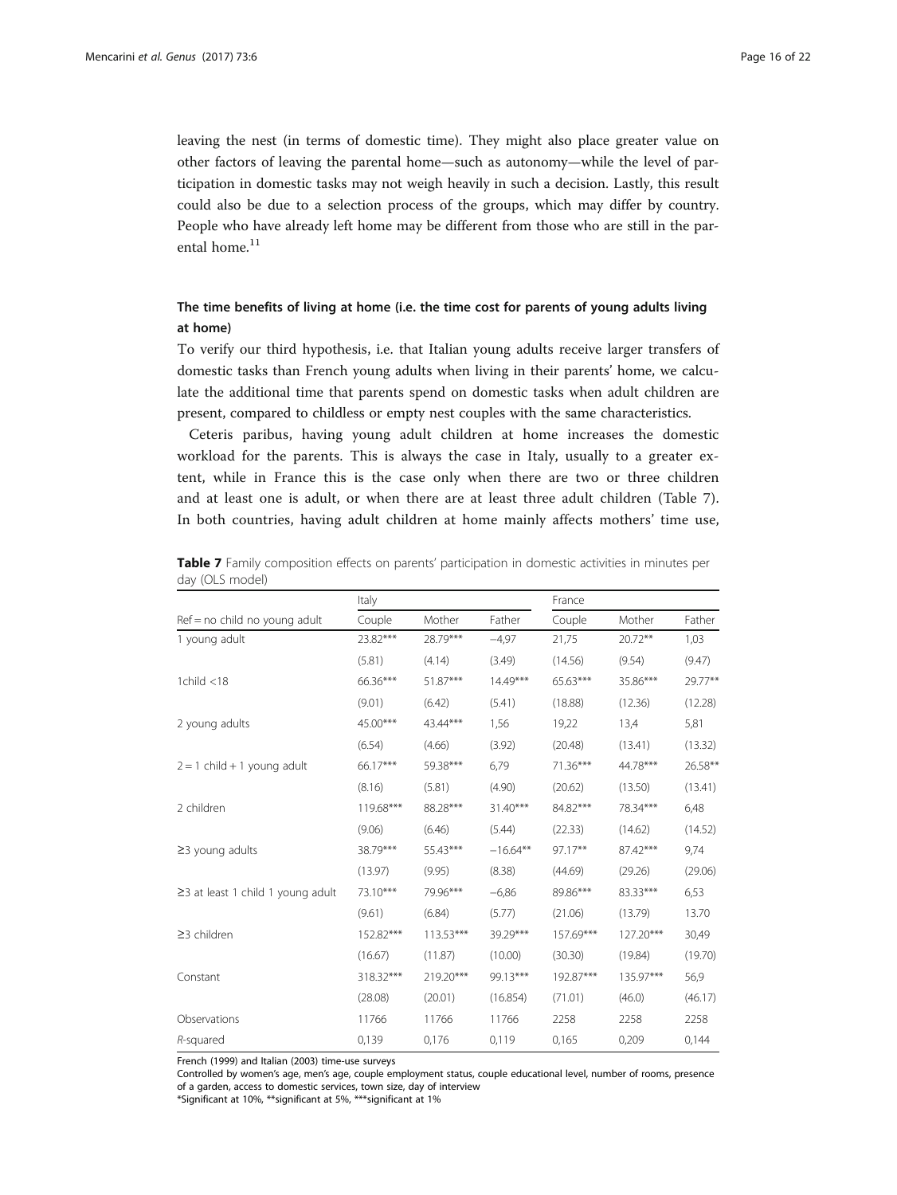leaving the nest (in terms of domestic time). They might also place greater value on other factors of leaving the parental home—such as autonomy—while the level of participation in domestic tasks may not weigh heavily in such a decision. Lastly, this result could also be due to a selection process of the groups, which may differ by country. People who have already left home may be different from those who are still in the parental home.[11]

### The time benefits of living at home (i.e. the time cost for parents of young adults living at home)

To verify our third hypothesis, i.e. that Italian young adults receive larger transfers of domestic tasks than French young adults when living in their parents' home, we calculate the additional time that parents spend on domestic tasks when adult children are present, compared to childless or empty nest couples with the same characteristics.

Ceteris paribus, having young adult children at home increases the domestic workload for the parents. This is always the case in Italy, usually to a greater extent, while in France this is the case only when there are two or three children and at least one is adult, or when there are at least three adult children (Table 7). In both countries, having adult children at home mainly affects mothers' time use,

**Table 7** Family composition effects on parents' participation in domestic activities in minutes per day (OLS model)

| | Italy | | | France | | |
|---|---|---|---|---|---|---|
| Ref = no child no young adult | Couple | Mother | Father | Couple | Mother | Father |
| 1 young adult | 23.82*** | 28.79*** | −4,97 | 21,75 | 20.72** | 1,03 |
| | (5.81) | (4.14) | (3.49) | (14.56) | (9.54) | (9.47) |
| 1child <18 | 66.36*** | 51.87*** | 14.49*** | 65.63*** | 35.86*** | 29.77** |
| | (9.01) | (6.42) | (5.41) | (18.88) | (12.36) | (12.28) |
| 2 young adults | 45.00*** | 43.44*** | 1,56 | 19,22 | 13,4 | 5,81 |
| | (6.54) | (4.66) | (3.92) | (20.48) | (13.41) | (13.32) |
| 2 = 1 child + 1 young adult | 66.17*** | 59.38*** | 6,79 | 71.36*** | 44.78*** | 26.58** |
| | (8.16) | (5.81) | (4.90) | (20.62) | (13.50) | (13.41) |
| 2 children | 119.68*** | 88.28*** | 31.40*** | 84.82*** | 78.34*** | 6,48 |
| | (9.06) | (6.46) | (5.44) | (22.33) | (14.62) | (14.52) |
| ≥3 young adults | 38.79*** | 55.43*** | −16.64** | 97.17** | 87.42*** | 9,74 |
| | (13.97) | (9.95) | (8.38) | (44.69) | (29.26) | (29.06) |
| ≥3 at least 1 child 1 young adult | 73.10*** | 79.96*** | −6,86 | 89.86*** | 83.33*** | 6,53 |
| | (9.61) | (6.84) | (5.77) | (21.06) | (13.79) | 13.70 |
| ≥3 children | 152.82*** | 113.53*** | 39.29*** | 157.69*** | 127.20*** | 30,49 |
| | (16.67) | (11.87) | (10.00) | (30.30) | (19.84) | (19.70) |
| Constant | 318.32*** | 219.20*** | 99.13*** | 192.87*** | 135.97*** | 56,9 |
| | (28.08) | (20.01) | (16.854) | (71.01) | (46.0) | (46.17) |
| Observations | 11766 | 11766 | 11766 | 2258 | 2258 | 2258 |
| *R*-squared | 0,139 | 0,176 | 0,119 | 0,165 | 0,209 | 0,144 |

French (1999) and Italian (2003) time-use surveys

Controlled by women's age, men's age, couple employment status, couple educational level, number of rooms, presence of a garden, access to domestic services, town size, day of interview

*Significant at 10%, **significant at 5%, ***significant at 1%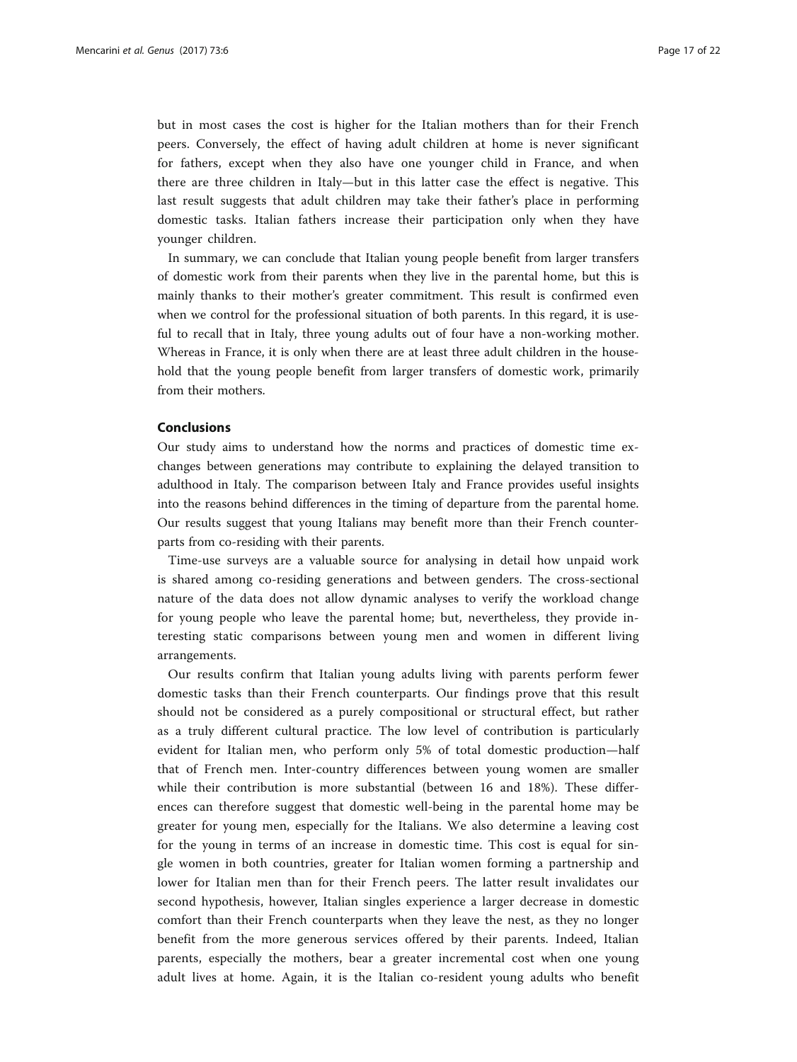but in most cases the cost is higher for the Italian mothers than for their French peers. Conversely, the effect of having adult children at home is never significant for fathers, except when they also have one younger child in France, and when there are three children in Italy—but in this latter case the effect is negative. This last result suggests that adult children may take their father's place in performing domestic tasks. Italian fathers increase their participation only when they have younger children.

In summary, we can conclude that Italian young people benefit from larger transfers of domestic work from their parents when they live in the parental home, but this is mainly thanks to their mother's greater commitment. This result is confirmed even when we control for the professional situation of both parents. In this regard, it is useful to recall that in Italy, three young adults out of four have a non-working mother. Whereas in France, it is only when there are at least three adult children in the household that the young people benefit from larger transfers of domestic work, primarily from their mothers.

## Conclusions

Our study aims to understand how the norms and practices of domestic time exchanges between generations may contribute to explaining the delayed transition to adulthood in Italy. The comparison between Italy and France provides useful insights into the reasons behind differences in the timing of departure from the parental home. Our results suggest that young Italians may benefit more than their French counterparts from co-residing with their parents.

Time-use surveys are a valuable source for analysing in detail how unpaid work is shared among co-residing generations and between genders. The cross-sectional nature of the data does not allow dynamic analyses to verify the workload change for young people who leave the parental home; but, nevertheless, they provide interesting static comparisons between young men and women in different living arrangements.

Our results confirm that Italian young adults living with parents perform fewer domestic tasks than their French counterparts. Our findings prove that this result should not be considered as a purely compositional or structural effect, but rather as a truly different cultural practice. The low level of contribution is particularly evident for Italian men, who perform only 5% of total domestic production—half that of French men. Inter-country differences between young women are smaller while their contribution is more substantial (between 16 and 18%). These differences can therefore suggest that domestic well-being in the parental home may be greater for young men, especially for the Italians. We also determine a leaving cost for the young in terms of an increase in domestic time. This cost is equal for single women in both countries, greater for Italian women forming a partnership and lower for Italian men than for their French peers. The latter result invalidates our second hypothesis, however, Italian singles experience a larger decrease in domestic comfort than their French counterparts when they leave the nest, as they no longer benefit from the more generous services offered by their parents. Indeed, Italian parents, especially the mothers, bear a greater incremental cost when one young adult lives at home. Again, it is the Italian co-resident young adults who benefit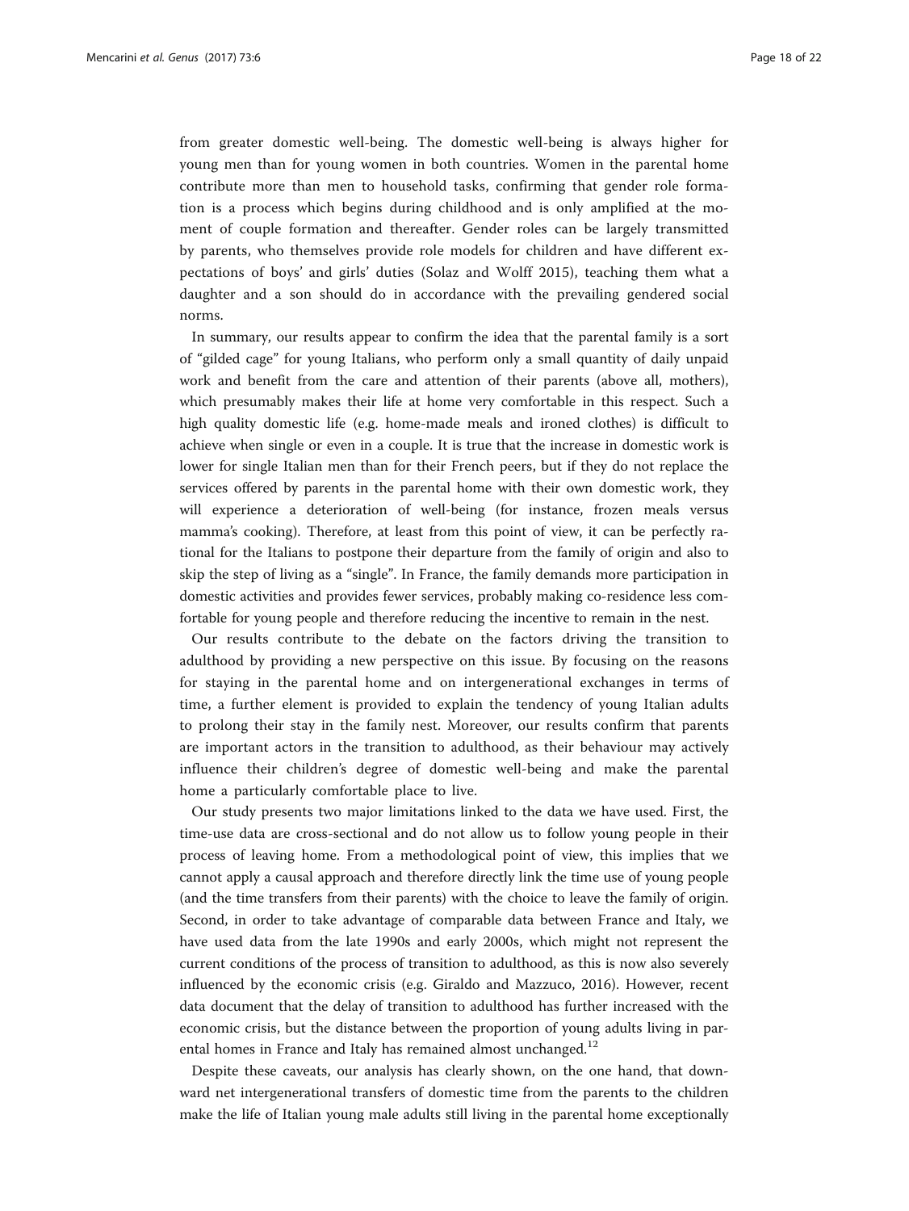from greater domestic well-being. The domestic well-being is always higher for young men than for young women in both countries. Women in the parental home contribute more than men to household tasks, confirming that gender role formation is a process which begins during childhood and is only amplified at the moment of couple formation and thereafter. Gender roles can be largely transmitted by parents, who themselves provide role models for children and have different expectations of boys' and girls' duties (Solaz and Wolff 2015), teaching them what a daughter and a son should do in accordance with the prevailing gendered social norms.

In summary, our results appear to confirm the idea that the parental family is a sort of "gilded cage" for young Italians, who perform only a small quantity of daily unpaid work and benefit from the care and attention of their parents (above all, mothers), which presumably makes their life at home very comfortable in this respect. Such a high quality domestic life (e.g. home-made meals and ironed clothes) is difficult to achieve when single or even in a couple. It is true that the increase in domestic work is lower for single Italian men than for their French peers, but if they do not replace the services offered by parents in the parental home with their own domestic work, they will experience a deterioration of well-being (for instance, frozen meals versus mamma's cooking). Therefore, at least from this point of view, it can be perfectly rational for the Italians to postpone their departure from the family of origin and also to skip the step of living as a "single". In France, the family demands more participation in domestic activities and provides fewer services, probably making co-residence less comfortable for young people and therefore reducing the incentive to remain in the nest.

Our results contribute to the debate on the factors driving the transition to adulthood by providing a new perspective on this issue. By focusing on the reasons for staying in the parental home and on intergenerational exchanges in terms of time, a further element is provided to explain the tendency of young Italian adults to prolong their stay in the family nest. Moreover, our results confirm that parents are important actors in the transition to adulthood, as their behaviour may actively influence their children's degree of domestic well-being and make the parental home a particularly comfortable place to live.

Our study presents two major limitations linked to the data we have used. First, the time-use data are cross-sectional and do not allow us to follow young people in their process of leaving home. From a methodological point of view, this implies that we cannot apply a causal approach and therefore directly link the time use of young people (and the time transfers from their parents) with the choice to leave the family of origin. Second, in order to take advantage of comparable data between France and Italy, we have used data from the late 1990s and early 2000s, which might not represent the current conditions of the process of transition to adulthood, as this is now also severely influenced by the economic crisis (e.g. Giraldo and Mazzuco, 2016). However, recent data document that the delay of transition to adulthood has further increased with the economic crisis, but the distance between the proportion of young adults living in parental homes in France and Italy has remained almost unchanged.[12]

Despite these caveats, our analysis has clearly shown, on the one hand, that downward net intergenerational transfers of domestic time from the parents to the children make the life of Italian young male adults still living in the parental home exceptionally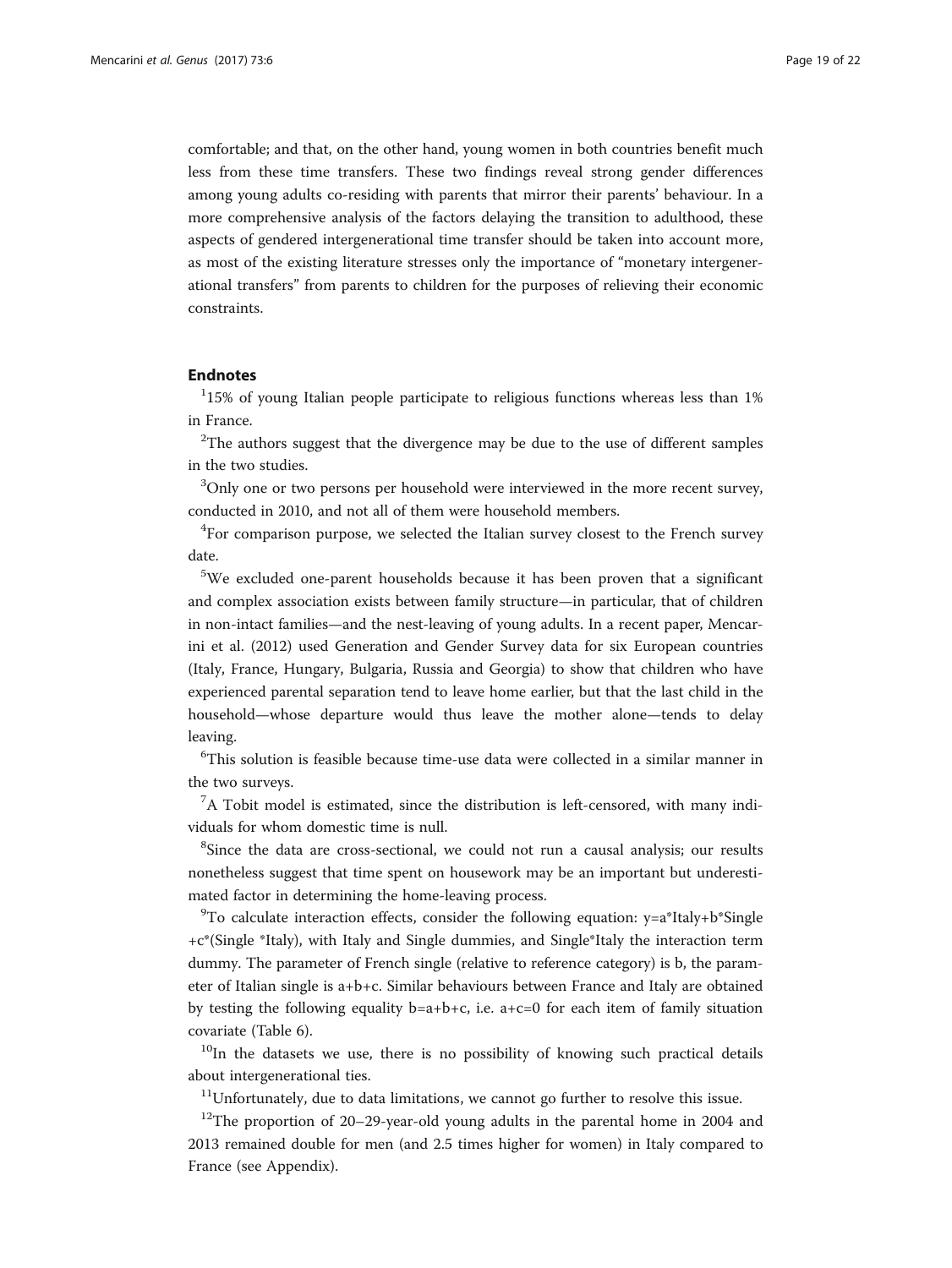comfortable; and that, on the other hand, young women in both countries benefit much less from these time transfers. These two findings reveal strong gender differences among young adults co-residing with parents that mirror their parents' behaviour. In a more comprehensive analysis of the factors delaying the transition to adulthood, these aspects of gendered intergenerational time transfer should be taken into account more, as most of the existing literature stresses only the importance of "monetary intergenerational transfers" from parents to children for the purposes of relieving their economic constraints.

## Endnotes

[1]15% of young Italian people participate to religious functions whereas less than 1% in France.

[2]The authors suggest that the divergence may be due to the use of different samples in the two studies.

[3]Only one or two persons per household were interviewed in the more recent survey, conducted in 2010, and not all of them were household members.

[4]For comparison purpose, we selected the Italian survey closest to the French survey date.

[5]We excluded one-parent households because it has been proven that a significant and complex association exists between family structure—in particular, that of children in non-intact families—and the nest-leaving of young adults. In a recent paper, Mencarini et al. (2012) used Generation and Gender Survey data for six European countries (Italy, France, Hungary, Bulgaria, Russia and Georgia) to show that children who have experienced parental separation tend to leave home earlier, but that the last child in the household—whose departure would thus leave the mother alone—tends to delay leaving.

[6]This solution is feasible because time-use data were collected in a similar manner in the two surveys.

[7]A Tobit model is estimated, since the distribution is left-censored, with many individuals for whom domestic time is null.

[8]Since the data are cross-sectional, we could not run a causal analysis; our results nonetheless suggest that time spent on housework may be an important but underestimated factor in determining the home-leaving process.

[9]To calculate interaction effects, consider the following equation: $y = a*Italy + b*Single + c*(Single*Italy)$, with Italy and Single dummies, and Single*Italy the interaction term dummy. The parameter of French single (relative to reference category) is b, the parameter of Italian single is $a+b+c$. Similar behaviours between France and Italy are obtained by testing the following equality $b=a+b+c$, i.e. $a+c=0$ for each item of family situation covariate (Table 6).

[10]In the datasets we use, there is no possibility of knowing such practical details about intergenerational ties.

[11]Unfortunately, due to data limitations, we cannot go further to resolve this issue.

[12]The proportion of 20–29-year-old young adults in the parental home in 2004 and 2013 remained double for men (and 2.5 times higher for women) in Italy compared to France (see Appendix).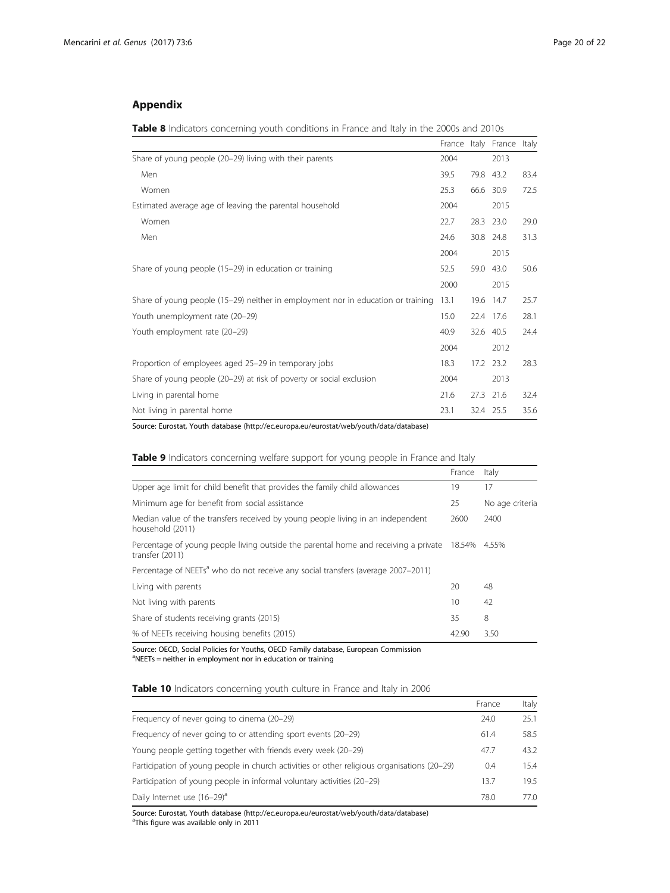## Appendix

**Table 8** Indicators concerning youth conditions in France and Italy in the 2000s and 2010s

| | France | Italy | France | Italy |
|---|---|---|---|---|
| Share of young people (20–29) living with their parents | 2004 | | 2013 | |
| Men | 39.5 | 79.8 | 43.2 | 83.4 |
| Women | 25.3 | 66.6 | 30.9 | 72.5 |
| Estimated average age of leaving the parental household | 2004 | | 2015 | |
| Women | 22.7 | 28.3 | 23.0 | 29.0 |
| Men | 24.6 | 30.8 | 24.8 | 31.3 |
| | 2004 | | 2015 | |
| Share of young people (15–29) in education or training | 52.5 | 59.0 | 43.0 | 50.6 |
| | 2000 | | 2015 | |
| Share of young people (15–29) neither in employment nor in education or training | 13.1 | 19.6 | 14.7 | 25.7 |
| Youth unemployment rate (20–29) | 15.0 | 22.4 | 17.6 | 28.1 |
| Youth employment rate (20–29) | 40.9 | 32.6 | 40.5 | 24.4 |
| | 2004 | | 2012 | |
| Proportion of employees aged 25–29 in temporary jobs | 18.3 | 17.2 | 23.2 | 28.3 |
| Share of young people (20–29) at risk of poverty or social exclusion | 2004 | | 2013 | |
| Living in parental home | 21.6 | 27.3 | 21.6 | 32.4 |
| Not living in parental home | 23.1 | 32.4 | 25.5 | 35.6 |

Source: Eurostat, Youth database (http://ec.europa.eu/eurostat/web/youth/data/database)

**Table 9** Indicators concerning welfare support for young people in France and Italy

| | France | Italy |
|---|---|---|
| Upper age limit for child benefit that provides the family child allowances | 19 | 17 |
| Minimum age for benefit from social assistance | 25 | No age criteria |
| Median value of the transfers received by young people living in an independent household (2011) | 2600 | 2400 |
| Percentage of young people living outside the parental home and receiving a private transfer (2011) | 18.54% | 4.55% |
| Percentage of NEETs[a] who do not receive any social transfers (average 2007–2011) | | |
| Living with parents | 20 | 48 |
| Not living with parents | 10 | 42 |
| Share of students receiving grants (2015) | 35 | 8 |
| % of NEETs receiving housing benefits (2015) | 42.90 | 3.50 |

Source: OECD, Social Policies for Youths, OECD Family database, European Commission
[a]NEETs = neither in employment nor in education or training

**Table 10** Indicators concerning youth culture in France and Italy in 2006

| | France | Italy |
|---|---|---|
| Frequency of never going to cinema (20–29) | 24.0 | 25.1 |
| Frequency of never going to or attending sport events (20–29) | 61.4 | 58.5 |
| Young people getting together with friends every week (20–29) | 47.7 | 43.2 |
| Participation of young people in church activities or other religious organisations (20–29) | 0.4 | 15.4 |
| Participation of young people in informal voluntary activities (20–29) | 13.7 | 19.5 |
| Daily Internet use (16–29)[a] | 78.0 | 77.0 |

Source: Eurostat, Youth database (http://ec.europa.eu/eurostat/web/youth/data/database)
[a]This figure was available only in 2011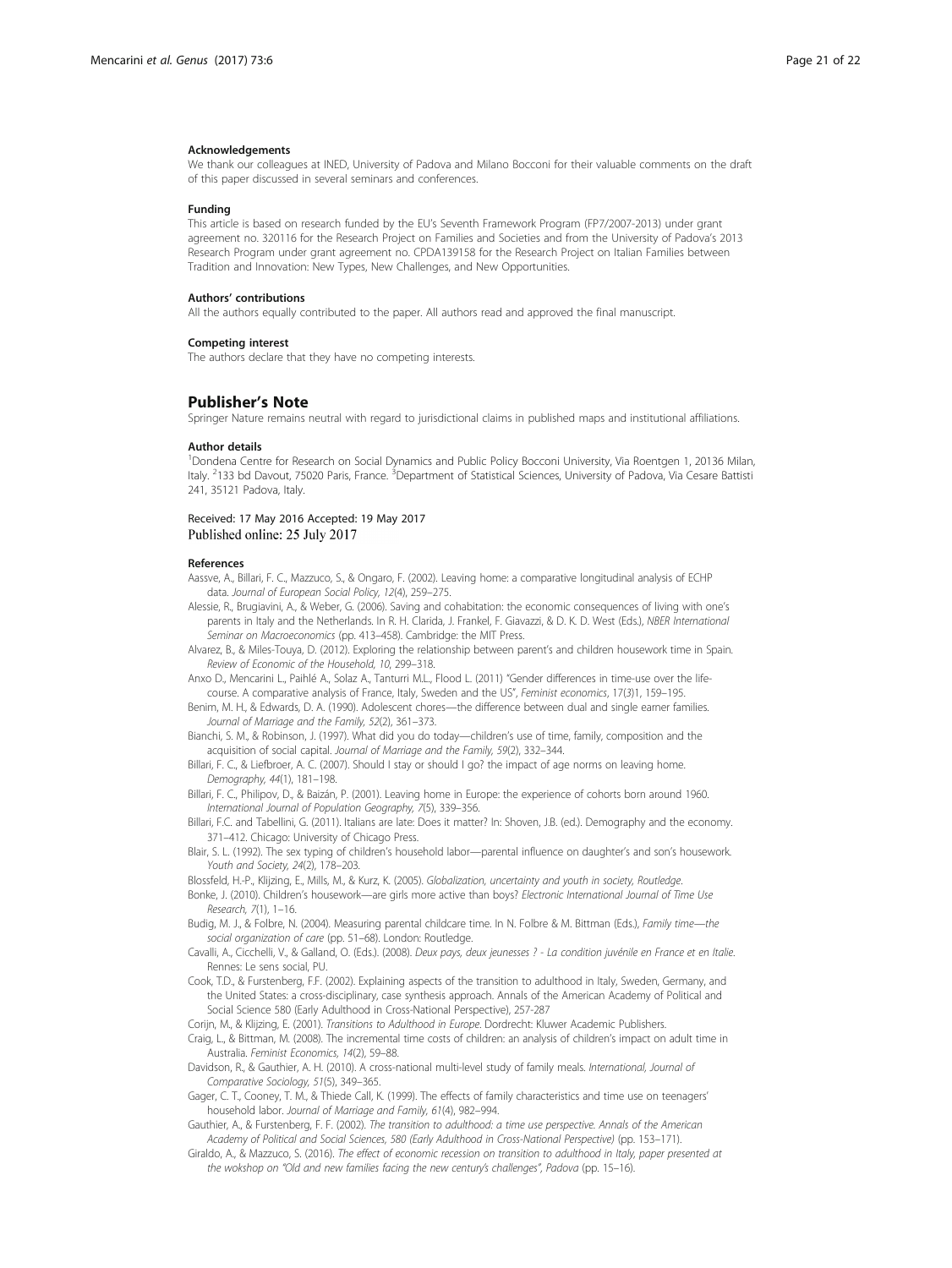#### Acknowledgements

We thank our colleagues at INED, University of Padova and Milano Bocconi for their valuable comments on the draft of this paper discussed in several seminars and conferences.

#### Funding

This article is based on research funded by the EU's Seventh Framework Program (FP7/2007-2013) under grant agreement no. 320116 for the Research Project on Families and Societies and from the University of Padova's 2013 Research Program under grant agreement no. CPDA139158 for the Research Project on Italian Families between Tradition and Innovation: New Types, New Challenges, and New Opportunities.

#### Authors' contributions

All the authors equally contributed to the paper. All authors read and approved the final manuscript.

#### Competing interest

The authors declare that they have no competing interests.

## Publisher's Note

Springer Nature remains neutral with regard to jurisdictional claims in published maps and institutional affiliations.

#### Author details

[1]Dondena Centre for Research on Social Dynamics and Public Policy Bocconi University, Via Roentgen 1, 20136 Milan, Italy. [2]133 bd Davout, 75020 Paris, France. [3]Department of Statistical Sciences, University of Padova, Via Cesare Battisti 241, 35121 Padova, Italy.

Received: 17 May 2016 Accepted: 19 May 2017
Published online: 25 July 2017

#### References

Aassve, A., Billari, F. C., Mazzuco, S., & Ongaro, F. (2002). Leaving home: a comparative longitudinal analysis of ECHP data. *Journal of European Social Policy, 12*(4), 259–275.

Alessie, R., Brugiavini, A., & Weber, G. (2006). Saving and cohabitation: the economic consequences of living with one's parents in Italy and the Netherlands. In R. H. Clarida, J. Frankel, F. Giavazzi, & D. K. D. West (Eds.), *NBER International Seminar on Macroeconomics* (pp. 413–458). Cambridge: the MIT Press.

Alvarez, B., & Miles-Touya, D. (2012). Exploring the relationship between parent's and children housework time in Spain. *Review of Economic of the Household, 10*, 299–318.

Anxo D., Mencarini L., Paihlé A., Solaz A., Tanturri M.L., Flood L. (2011) "Gender differences in time-use over the life-course. A comparative analysis of France, Italy, Sweden and the US", *Feminist economics*, 17(*3*)1, 159–195.

Benim, M. H., & Edwards, D. A. (1990). Adolescent chores—the difference between dual and single earner families. *Journal of Marriage and the Family, 52*(2), 361–373.

Bianchi, S. M., & Robinson, J. (1997). What did you do today—children's use of time, family, composition and the acquisition of social capital. *Journal of Marriage and the Family, 59*(2), 332–344.

Billari, F. C., & Liefbroer, A. C. (2007). Should I stay or should I go? the impact of age norms on leaving home. *Demography, 44*(1), 181–198.

Billari, F. C., Philipov, D., & Baizán, P. (2001). Leaving home in Europe: the experience of cohorts born around 1960. *International Journal of Population Geography, 7*(5), 339–356.

Billari, F.C. and Tabellini, G. (2011). Italians are late: Does it matter? In: Shoven, J.B. (ed.). Demography and the economy. 371–412. Chicago: University of Chicago Press.

Blair, S. L. (1992). The sex typing of children's household labor—parental influence on daughter's and son's housework. *Youth and Society, 24*(2), 178–203.

Blossfeld, H.-P., Klijzing, E., Mills, M., & Kurz, K. (2005). *Globalization, uncertainty and youth in society, Routledge*.

Bonke, J. (2010). Children's housework—are girls more active than boys? *Electronic International Journal of Time Use Research, 7*(1), 1–16.

Budig, M. J., & Folbre, N. (2004). Measuring parental childcare time. In N. Folbre & M. Bittman (Eds.), *Family time—the social organization of care* (pp. 51–68). London: Routledge.

Cavalli, A., Cicchelli, V., & Galland, O. (Eds.). (2008). *Deux pays, deux jeunesses ? - La condition juvénile en France et en Italie*. Rennes: Le sens social, PU.

Cook, T.D., & Furstenberg, F.F. (2002). Explaining aspects of the transition to adulthood in Italy, Sweden, Germany, and the United States: a cross-disciplinary, case synthesis approach. Annals of the American Academy of Political and Social Science 580 (Early Adulthood in Cross-National Perspective), 257-287

Corijn, M., & Klijzing, E. (2001). *Transitions to Adulthood in Europe*. Dordrecht: Kluwer Academic Publishers.

Craig, L., & Bittman, M. (2008). The incremental time costs of children: an analysis of children's impact on adult time in Australia. *Feminist Economics, 14*(2), 59–88.

Davidson, R., & Gauthier, A. H. (2010). A cross-national multi-level study of family meals. *International, Journal of Comparative Sociology, 51*(5), 349–365.

Gager, C. T., Cooney, T. M., & Thiede Call, K. (1999). The effects of family characteristics and time use on teenagers' household labor. *Journal of Marriage and Family, 61*(4), 982–994.

Gauthier, A., & Furstenberg, F. F. (2002). *The transition to adulthood: a time use perspective. Annals of the American Academy of Political and Social Sciences, 580 (Early Adulthood in Cross-National Perspective)* (pp. 153–171).

Giraldo, A., & Mazzuco, S. (2016). *The effect of economic recession on transition to adulthood in Italy, paper presented at the wokshop on "Old and new families facing the new century's challenges", Padova* (pp. 15–16).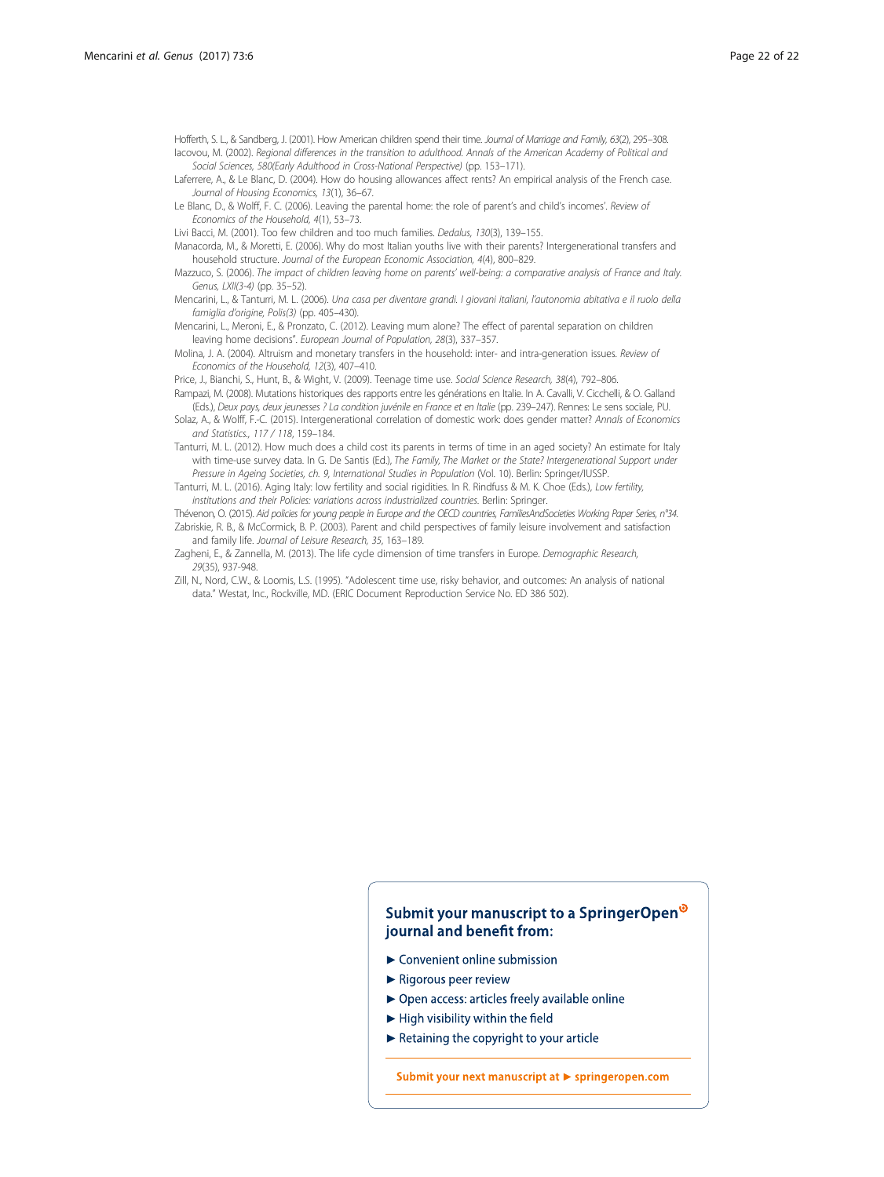Hofferth, S. L., & Sandberg, J. (2001). How American children spend their time. *Journal of Marriage and Family, 63*(2), 295–308.

Iacovou, M. (2002). *Regional differences in the transition to adulthood. Annals of the American Academy of Political and Social Sciences, 580(Early Adulthood in Cross-National Perspective)* (pp. 153–171).

Laferrere, A., & Le Blanc, D. (2004). How do housing allowances affect rents? An empirical analysis of the French case. *Journal of Housing Economics, 13*(1), 36–67.

Le Blanc, D., & Wolff, F. C. (2006). Leaving the parental home: the role of parent's and child's incomes'. *Review of Economics of the Household, 4*(1), 53–73.

Livi Bacci, M. (2001). Too few children and too much families. *Dedalus, 130*(3), 139–155.

Manacorda, M., & Moretti, E. (2006). Why do most Italian youths live with their parents? Intergenerational transfers and household structure. *Journal of the European Economic Association, 4*(4), 800–829.

Mazzuco, S. (2006). *The impact of children leaving home on parents' well-being: a comparative analysis of France and Italy. Genus, LXII(3-4)* (pp. 35–52).

Mencarini, L., & Tanturri, M. L. (2006). *Una casa per diventare grandi. I giovani italiani, l'autonomia abitativa e il ruolo della famiglia d'origine, Polis(3)* (pp. 405–430).

Mencarini, L., Meroni, E., & Pronzato, C. (2012). Leaving mum alone? The effect of parental separation on children leaving home decisions". *European Journal of Population, 28*(3), 337–357.

Molina, J. A. (2004). Altruism and monetary transfers in the household: inter- and intra-generation issues. *Review of Economics of the Household, 12*(3), 407–410.

Price, J., Bianchi, S., Hunt, B., & Wight, V. (2009). Teenage time use. *Social Science Research, 38*(4), 792–806.

Rampazi, M. (2008). Mutations historiques des rapports entre les générations en Italie. In A. Cavalli, V. Cicchelli, & O. Galland (Eds.), *Deux pays, deux jeunesses ? La condition juvénile en France et en Italie* (pp. 239–247). Rennes: Le sens sociale, PU.

Solaz, A., & Wolff, F.-C. (2015). Intergenerational correlation of domestic work: does gender matter? *Annals of Economics and Statistics., 117 / 118*, 159–184.

Tanturri, M. L. (2012). How much does a child cost its parents in terms of time in an aged society? An estimate for Italy with time-use survey data. In G. De Santis (Ed.), *The Family, The Market or the State? Intergenerational Support under Pressure in Ageing Societies, ch. 9, International Studies in Population* (Vol. 10). Berlin: Springer/IUSSP.

Tanturri, M. L. (2016). Aging Italy: low fertility and social rigidities. In R. Rindfuss & M. K. Choe (Eds.), *Low fertility, institutions and their Policies: variations across industrialized countries*. Berlin: Springer.

Thévenon, O. (2015). *Aid policies for young people in Europe and the OECD countries, FamiliesAndSocieties Working Paper Series, n°34.*

Zabriskie, R. B., & McCormick, B. P. (2003). Parent and child perspectives of family leisure involvement and satisfaction and family life. *Journal of Leisure Research, 35*, 163–189.

Zagheni, E., & Zannella, M. (2013). The life cycle dimension of time transfers in Europe. *Demographic Research, 29*(35), 937-948.

Zill, N., Nord, C.W., & Loomis, L.S. (1995). "Adolescent time use, risky behavior, and outcomes: An analysis of national data." Westat, Inc., Rockville, MD. (ERIC Document Reproduction Service No. ED 386 502).

**Submit your manuscript to a SpringerOpen journal and benefit from:**

- ► Convenient online submission
- ► Rigorous peer review
- ► Open access: articles freely available online
- ► High visibility within the field
- ► Retaining the copyright to your article

**Submit your next manuscript at ► springeropen.com**